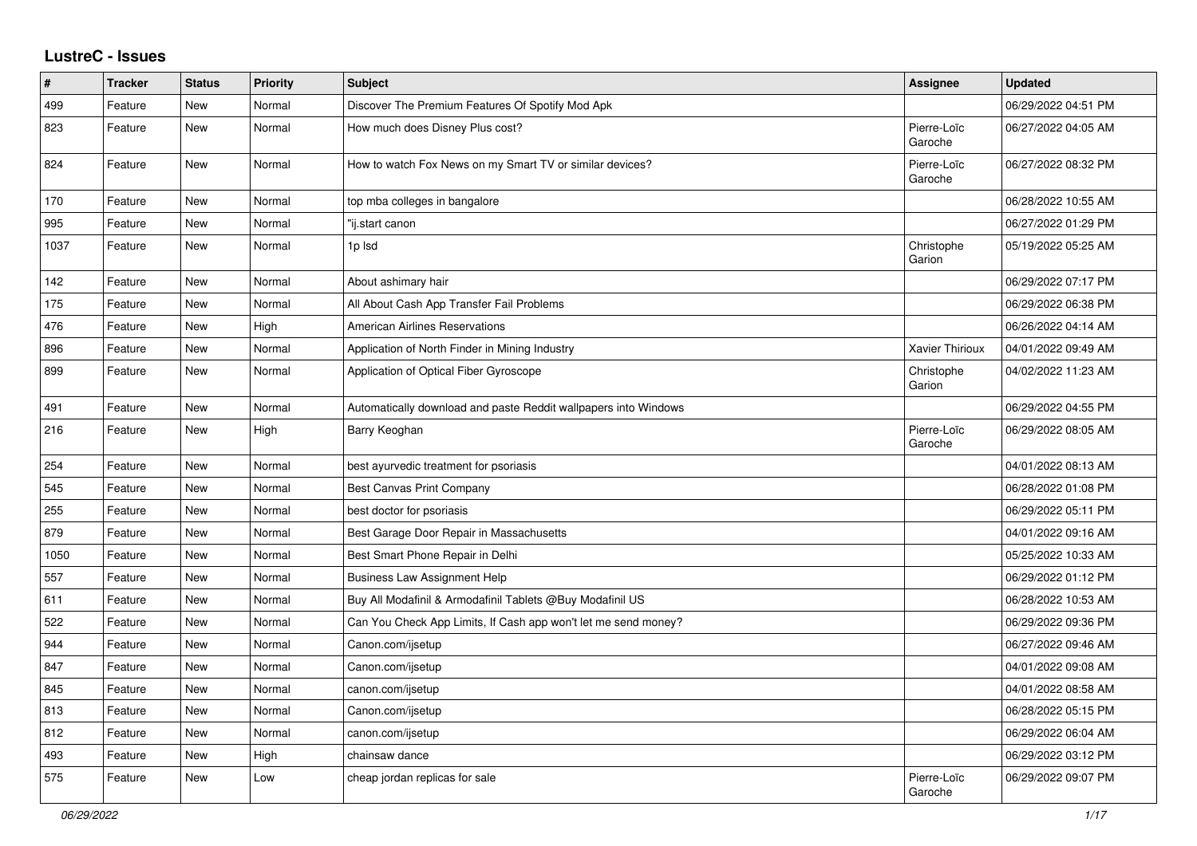## LustreC - Issues

| # | Tracker | Status | Priority | Subject | Assignee | Updated |
|---|---|---|---|---|---|---|
| 499 | Feature | New | Normal | Discover The Premium Features Of Spotify Mod Apk | | 06/29/2022 04:51 PM |
| 823 | Feature | New | Normal | How much does Disney Plus cost? | Pierre-Loïc Garoche | 06/27/2022 04:05 AM |
| 824 | Feature | New | Normal | How to watch Fox News on my Smart TV or similar devices? | Pierre-Loïc Garoche | 06/27/2022 08:32 PM |
| 170 | Feature | New | Normal | top mba colleges in bangalore | | 06/28/2022 10:55 AM |
| 995 | Feature | New | Normal | "ij.start canon | | 06/27/2022 01:29 PM |
| 1037 | Feature | New | Normal | 1p lsd | Christophe Garion | 05/19/2022 05:25 AM |
| 142 | Feature | New | Normal | About ashimary hair | | 06/29/2022 07:17 PM |
| 175 | Feature | New | Normal | All About Cash App Transfer Fail Problems | | 06/29/2022 06:38 PM |
| 476 | Feature | New | High | American Airlines Reservations | | 06/26/2022 04:14 AM |
| 896 | Feature | New | Normal | Application of North Finder in Mining Industry | Xavier Thirioux | 04/01/2022 09:49 AM |
| 899 | Feature | New | Normal | Application of Optical Fiber Gyroscope | Christophe Garion | 04/02/2022 11:23 AM |
| 491 | Feature | New | Normal | Automatically download and paste Reddit wallpapers into Windows | | 06/29/2022 04:55 PM |
| 216 | Feature | New | High | Barry Keoghan | Pierre-Loïc Garoche | 06/29/2022 08:05 AM |
| 254 | Feature | New | Normal | best ayurvedic treatment for psoriasis | | 04/01/2022 08:13 AM |
| 545 | Feature | New | Normal | Best Canvas Print Company | | 06/28/2022 01:08 PM |
| 255 | Feature | New | Normal | best doctor for psoriasis | | 06/29/2022 05:11 PM |
| 879 | Feature | New | Normal | Best Garage Door Repair in Massachusetts | | 04/01/2022 09:16 AM |
| 1050 | Feature | New | Normal | Best Smart Phone Repair in Delhi | | 05/25/2022 10:33 AM |
| 557 | Feature | New | Normal | Business Law Assignment Help | | 06/29/2022 01:12 PM |
| 611 | Feature | New | Normal | Buy All Modafinil & Armodafinil Tablets @Buy Modafinil US | | 06/28/2022 10:53 AM |
| 522 | Feature | New | Normal | Can You Check App Limits, If Cash app won't let me send money? | | 06/29/2022 09:36 PM |
| 944 | Feature | New | Normal | Canon.com/ijsetup | | 06/27/2022 09:46 AM |
| 847 | Feature | New | Normal | Canon.com/ijsetup | | 04/01/2022 09:08 AM |
| 845 | Feature | New | Normal | canon.com/ijsetup | | 04/01/2022 08:58 AM |
| 813 | Feature | New | Normal | Canon.com/ijsetup | | 06/28/2022 05:15 PM |
| 812 | Feature | New | Normal | canon.com/ijsetup | | 06/29/2022 06:04 AM |
| 493 | Feature | New | High | chainsaw dance | | 06/29/2022 03:12 PM |
| 575 | Feature | New | Low | cheap jordan replicas for sale | Pierre-Loïc Garoche | 06/29/2022 09:07 PM |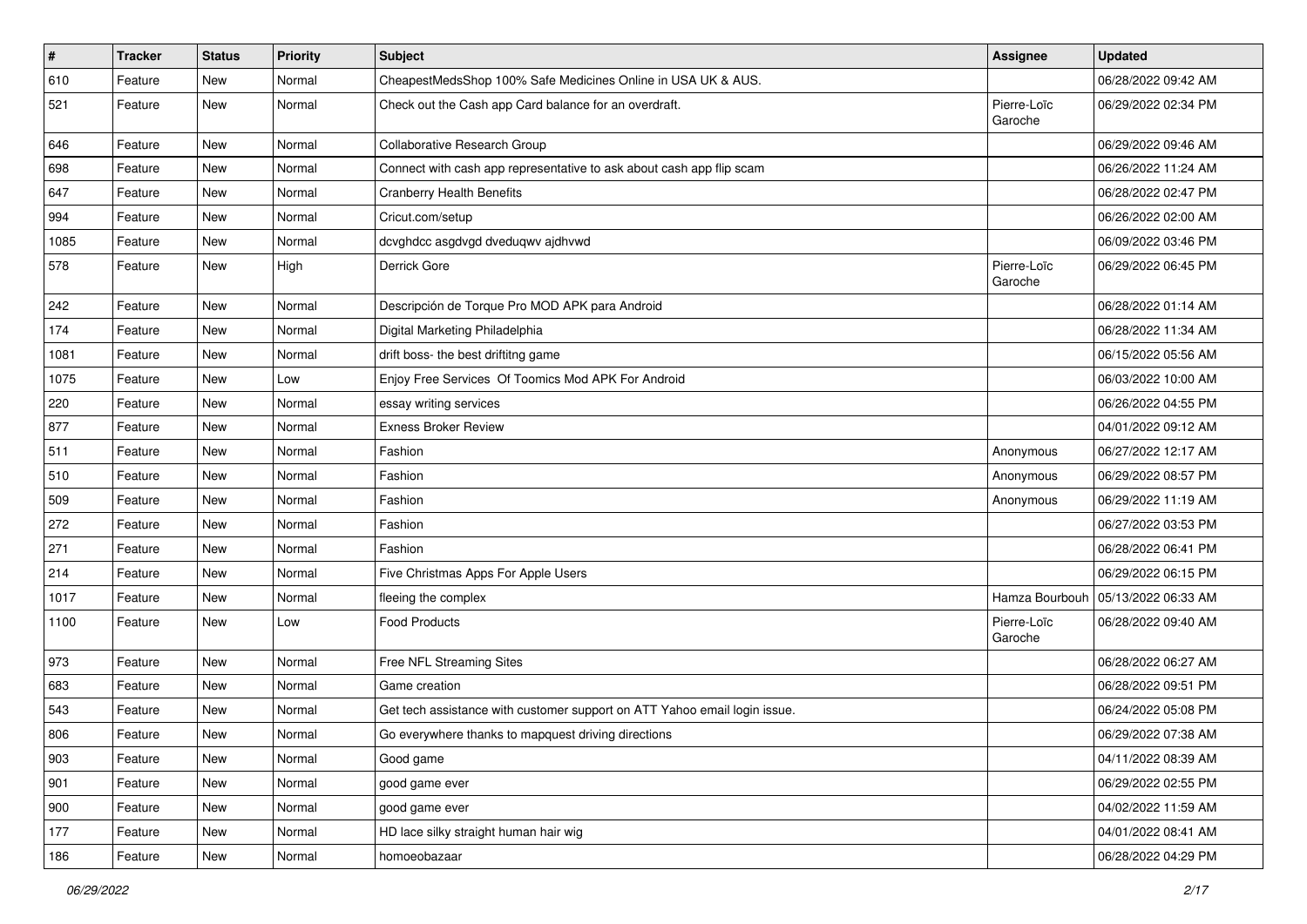| # | Tracker | Status | Priority | Subject | Assignee | Updated |
|---|---|---|---|---|---|---|
| 610 | Feature | New | Normal | CheapestMedsShop 100% Safe Medicines Online in USA UK & AUS. | | 06/28/2022 09:42 AM |
| 521 | Feature | New | Normal | Check out the Cash app Card balance for an overdraft. | Pierre-Loïc Garoche | 06/29/2022 02:34 PM |
| 646 | Feature | New | Normal | Collaborative Research Group | | 06/29/2022 09:46 AM |
| 698 | Feature | New | Normal | Connect with cash app representative to ask about cash app flip scam | | 06/26/2022 11:24 AM |
| 647 | Feature | New | Normal | Cranberry Health Benefits | | 06/28/2022 02:47 PM |
| 994 | Feature | New | Normal | Cricut.com/setup | | 06/26/2022 02:00 AM |
| 1085 | Feature | New | Normal | dcvghdcc asgdvgd dveduqwv ajdhvwd | | 06/09/2022 03:46 PM |
| 578 | Feature | New | High | Derrick Gore | Pierre-Loïc Garoche | 06/29/2022 06:45 PM |
| 242 | Feature | New | Normal | Descripción de Torque Pro MOD APK para Android | | 06/28/2022 01:14 AM |
| 174 | Feature | New | Normal | Digital Marketing Philadelphia | | 06/28/2022 11:34 AM |
| 1081 | Feature | New | Normal | drift boss- the best driftitng game | | 06/15/2022 05:56 AM |
| 1075 | Feature | New | Low | Enjoy Free Services Of Toomics Mod APK For Android | | 06/03/2022 10:00 AM |
| 220 | Feature | New | Normal | essay writing services | | 06/26/2022 04:55 PM |
| 877 | Feature | New | Normal | Exness Broker Review | | 04/01/2022 09:12 AM |
| 511 | Feature | New | Normal | Fashion | Anonymous | 06/27/2022 12:17 AM |
| 510 | Feature | New | Normal | Fashion | Anonymous | 06/29/2022 08:57 PM |
| 509 | Feature | New | Normal | Fashion | Anonymous | 06/29/2022 11:19 AM |
| 272 | Feature | New | Normal | Fashion | | 06/27/2022 03:53 PM |
| 271 | Feature | New | Normal | Fashion | | 06/28/2022 06:41 PM |
| 214 | Feature | New | Normal | Five Christmas Apps For Apple Users | | 06/29/2022 06:15 PM |
| 1017 | Feature | New | Normal | fleeing the complex | Hamza Bourbouh | 05/13/2022 06:33 AM |
| 1100 | Feature | New | Low | Food Products | Pierre-Loïc Garoche | 06/28/2022 09:40 AM |
| 973 | Feature | New | Normal | Free NFL Streaming Sites | | 06/28/2022 06:27 AM |
| 683 | Feature | New | Normal | Game creation | | 06/28/2022 09:51 PM |
| 543 | Feature | New | Normal | Get tech assistance with customer support on ATT Yahoo email login issue. | | 06/24/2022 05:08 PM |
| 806 | Feature | New | Normal | Go everywhere thanks to mapquest driving directions | | 06/29/2022 07:38 AM |
| 903 | Feature | New | Normal | Good game | | 04/11/2022 08:39 AM |
| 901 | Feature | New | Normal | good game ever | | 06/29/2022 02:55 PM |
| 900 | Feature | New | Normal | good game ever | | 04/02/2022 11:59 AM |
| 177 | Feature | New | Normal | HD lace silky straight human hair wig | | 04/01/2022 08:41 AM |
| 186 | Feature | New | Normal | homoeobazaar | | 06/28/2022 04:29 PM |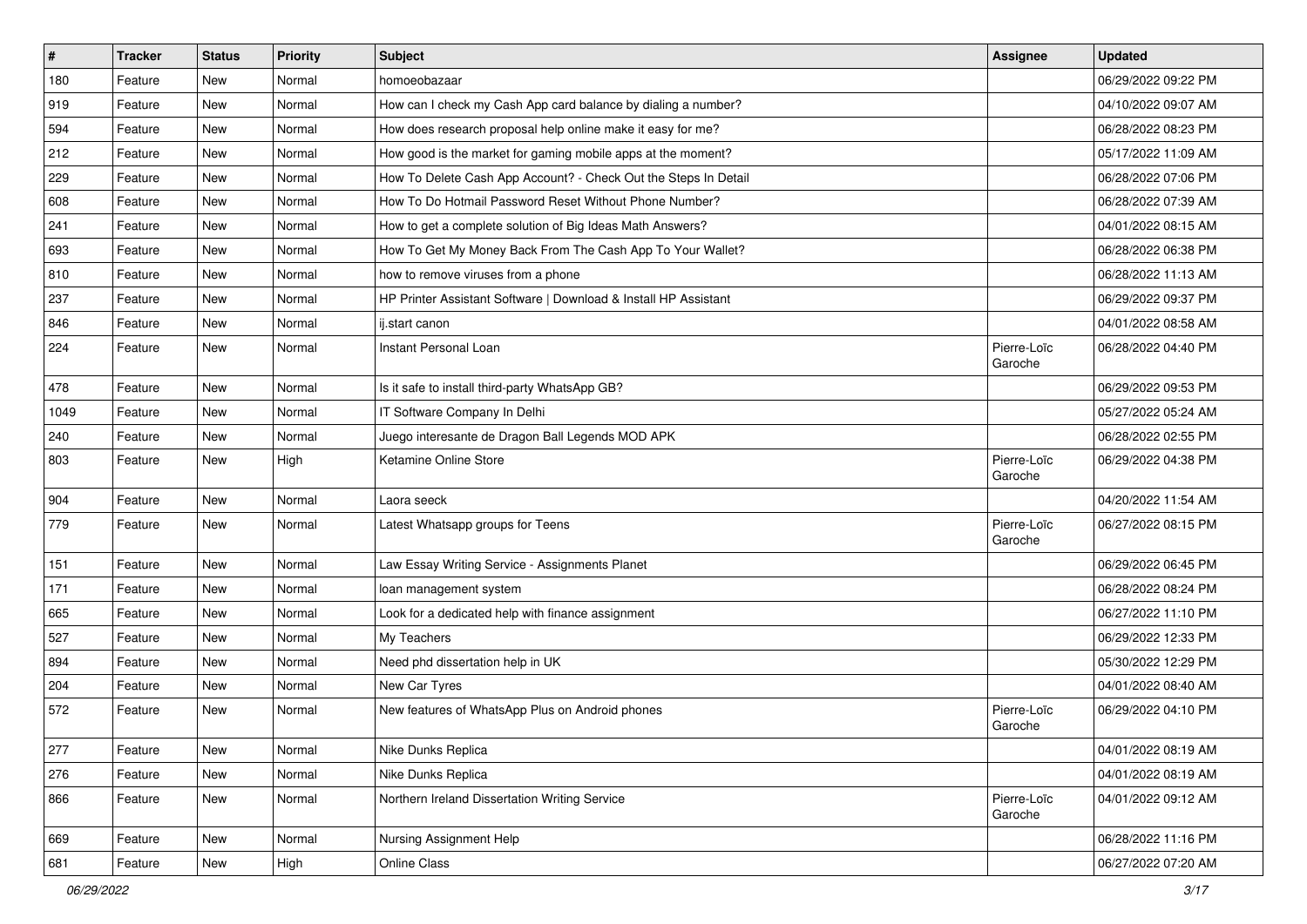| # | Tracker | Status | Priority | Subject | Assignee | Updated |
|---|---|---|---|---|---|---|
| 180 | Feature | New | Normal | homoeobazaar | | 06/29/2022 09:22 PM |
| 919 | Feature | New | Normal | How can I check my Cash App card balance by dialing a number? | | 04/10/2022 09:07 AM |
| 594 | Feature | New | Normal | How does research proposal help online make it easy for me? | | 06/28/2022 08:23 PM |
| 212 | Feature | New | Normal | How good is the market for gaming mobile apps at the moment? | | 05/17/2022 11:09 AM |
| 229 | Feature | New | Normal | How To Delete Cash App Account? - Check Out the Steps In Detail | | 06/28/2022 07:06 PM |
| 608 | Feature | New | Normal | How To Do Hotmail Password Reset Without Phone Number? | | 06/28/2022 07:39 AM |
| 241 | Feature | New | Normal | How to get a complete solution of Big Ideas Math Answers? | | 04/01/2022 08:15 AM |
| 693 | Feature | New | Normal | How To Get My Money Back From The Cash App To Your Wallet? | | 06/28/2022 06:38 PM |
| 810 | Feature | New | Normal | how to remove viruses from a phone | | 06/28/2022 11:13 AM |
| 237 | Feature | New | Normal | HP Printer Assistant Software \| Download & Install HP Assistant | | 06/29/2022 09:37 PM |
| 846 | Feature | New | Normal | ij.start canon | | 04/01/2022 08:58 AM |
| 224 | Feature | New | Normal | Instant Personal Loan | Pierre-Loïc Garoche | 06/28/2022 04:40 PM |
| 478 | Feature | New | Normal | Is it safe to install third-party WhatsApp GB? | | 06/29/2022 09:53 PM |
| 1049 | Feature | New | Normal | IT Software Company In Delhi | | 05/27/2022 05:24 AM |
| 240 | Feature | New | Normal | Juego interesante de Dragon Ball Legends MOD APK | | 06/28/2022 02:55 PM |
| 803 | Feature | New | High | Ketamine Online Store | Pierre-Loïc Garoche | 06/29/2022 04:38 PM |
| 904 | Feature | New | Normal | Laora seeck | | 04/20/2022 11:54 AM |
| 779 | Feature | New | Normal | Latest Whatsapp groups for Teens | Pierre-Loïc Garoche | 06/27/2022 08:15 PM |
| 151 | Feature | New | Normal | Law Essay Writing Service - Assignments Planet | | 06/29/2022 06:45 PM |
| 171 | Feature | New | Normal | loan management system | | 06/28/2022 08:24 PM |
| 665 | Feature | New | Normal | Look for a dedicated help with finance assignment | | 06/27/2022 11:10 PM |
| 527 | Feature | New | Normal | My Teachers | | 06/29/2022 12:33 PM |
| 894 | Feature | New | Normal | Need phd dissertation help in UK | | 05/30/2022 12:29 PM |
| 204 | Feature | New | Normal | New Car Tyres | | 04/01/2022 08:40 AM |
| 572 | Feature | New | Normal | New features of WhatsApp Plus on Android phones | Pierre-Loïc Garoche | 06/29/2022 04:10 PM |
| 277 | Feature | New | Normal | Nike Dunks Replica | | 04/01/2022 08:19 AM |
| 276 | Feature | New | Normal | Nike Dunks Replica | | 04/01/2022 08:19 AM |
| 866 | Feature | New | Normal | Northern Ireland Dissertation Writing Service | Pierre-Loïc Garoche | 04/01/2022 09:12 AM |
| 669 | Feature | New | Normal | Nursing Assignment Help | | 06/28/2022 11:16 PM |
| 681 | Feature | New | High | Online Class | | 06/27/2022 07:20 AM |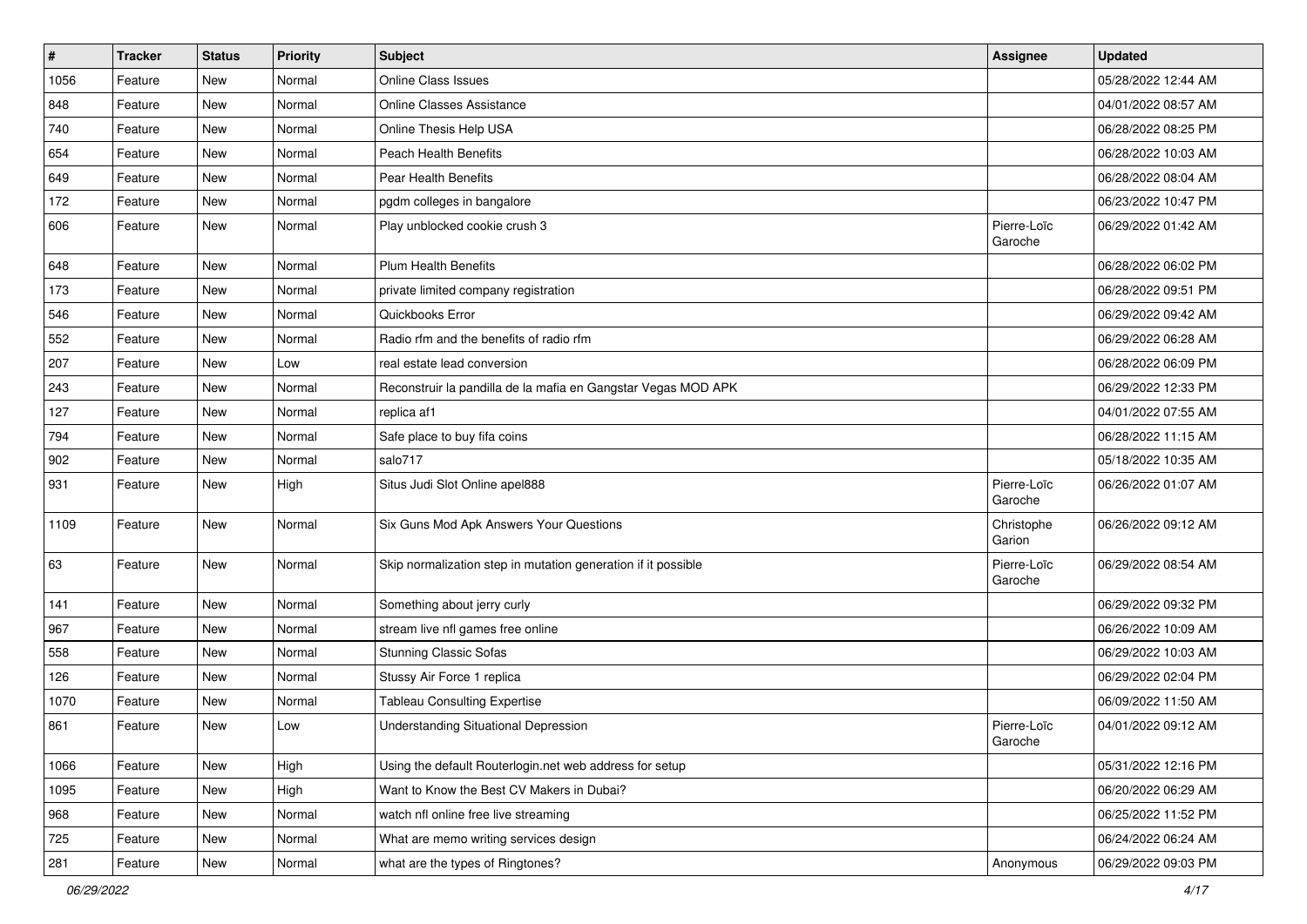| # | Tracker | Status | Priority | Subject | Assignee | Updated |
| --- | --- | --- | --- | --- | --- | --- |
| 1056 | Feature | New | Normal | Online Class Issues | | 05/28/2022 12:44 AM |
| 848 | Feature | New | Normal | Online Classes Assistance | | 04/01/2022 08:57 AM |
| 740 | Feature | New | Normal | Online Thesis Help USA | | 06/28/2022 08:25 PM |
| 654 | Feature | New | Normal | Peach Health Benefits | | 06/28/2022 10:03 AM |
| 649 | Feature | New | Normal | Pear Health Benefits | | 06/28/2022 08:04 AM |
| 172 | Feature | New | Normal | pgdm colleges in bangalore | | 06/23/2022 10:47 PM |
| 606 | Feature | New | Normal | Play unblocked cookie crush 3 | Pierre-Loïc Garoche | 06/29/2022 01:42 AM |
| 648 | Feature | New | Normal | Plum Health Benefits | | 06/28/2022 06:02 PM |
| 173 | Feature | New | Normal | private limited company registration | | 06/28/2022 09:51 PM |
| 546 | Feature | New | Normal | Quickbooks Error | | 06/29/2022 09:42 AM |
| 552 | Feature | New | Normal | Radio rfm and the benefits of radio rfm | | 06/29/2022 06:28 AM |
| 207 | Feature | New | Low | real estate lead conversion | | 06/28/2022 06:09 PM |
| 243 | Feature | New | Normal | Reconstruir la pandilla de la mafia en Gangstar Vegas MOD APK | | 06/29/2022 12:33 PM |
| 127 | Feature | New | Normal | replica af1 | | 04/01/2022 07:55 AM |
| 794 | Feature | New | Normal | Safe place to buy fifa coins | | 06/28/2022 11:15 AM |
| 902 | Feature | New | Normal | salo717 | | 05/18/2022 10:35 AM |
| 931 | Feature | New | High | Situs Judi Slot Online apel888 | Pierre-Loïc Garoche | 06/26/2022 01:07 AM |
| 1109 | Feature | New | Normal | Six Guns Mod Apk Answers Your Questions | Christophe Garion | 06/26/2022 09:12 AM |
| 63 | Feature | New | Normal | Skip normalization step in mutation generation if it possible | Pierre-Loïc Garoche | 06/29/2022 08:54 AM |
| 141 | Feature | New | Normal | Something about jerry curly | | 06/29/2022 09:32 PM |
| 967 | Feature | New | Normal | stream live nfl games free online | | 06/26/2022 10:09 AM |
| 558 | Feature | New | Normal | Stunning Classic Sofas | | 06/29/2022 10:03 AM |
| 126 | Feature | New | Normal | Stussy Air Force 1 replica | | 06/29/2022 02:04 PM |
| 1070 | Feature | New | Normal | Tableau Consulting Expertise | | 06/09/2022 11:50 AM |
| 861 | Feature | New | Low | Understanding Situational Depression | Pierre-Loïc Garoche | 04/01/2022 09:12 AM |
| 1066 | Feature | New | High | Using the default Routerlogin.net web address for setup | | 05/31/2022 12:16 PM |
| 1095 | Feature | New | High | Want to Know the Best CV Makers in Dubai? | | 06/20/2022 06:29 AM |
| 968 | Feature | New | Normal | watch nfl online free live streaming | | 06/25/2022 11:52 PM |
| 725 | Feature | New | Normal | What are memo writing services design | | 06/24/2022 06:24 AM |
| 281 | Feature | New | Normal | what are the types of Ringtones? | Anonymous | 06/29/2022 09:03 PM |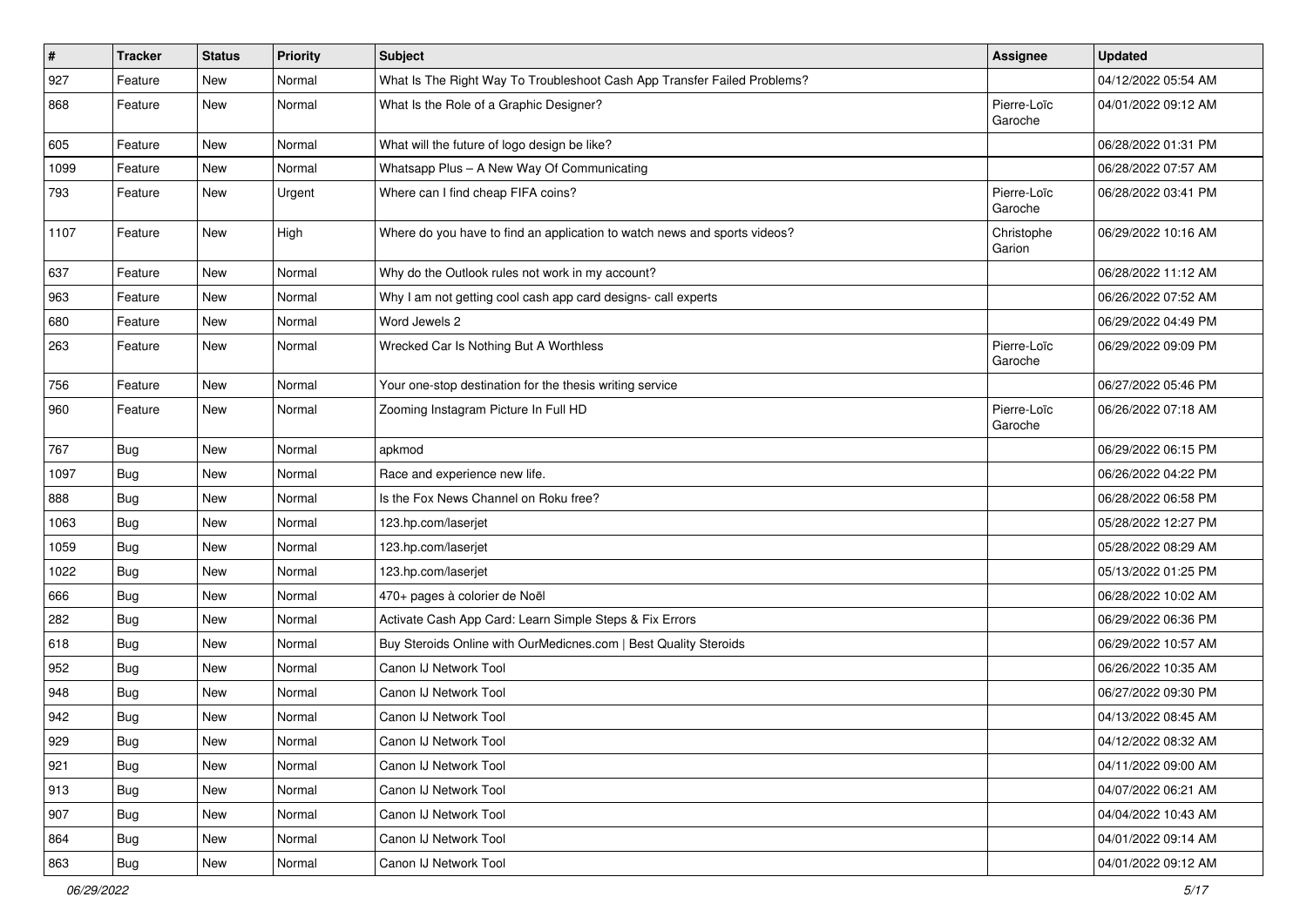| # | Tracker | Status | Priority | Subject | Assignee | Updated |
| --- | --- | --- | --- | --- | --- | --- |
| 927 | Feature | New | Normal | What Is The Right Way To Troubleshoot Cash App Transfer Failed Problems? | | 04/12/2022 05:54 AM |
| 868 | Feature | New | Normal | What Is the Role of a Graphic Designer? | Pierre-Loïc Garoche | 04/01/2022 09:12 AM |
| 605 | Feature | New | Normal | What will the future of logo design be like? | | 06/28/2022 01:31 PM |
| 1099 | Feature | New | Normal | Whatsapp Plus – A New Way Of Communicating | | 06/28/2022 07:57 AM |
| 793 | Feature | New | Urgent | Where can I find cheap FIFA coins? | Pierre-Loïc Garoche | 06/28/2022 03:41 PM |
| 1107 | Feature | New | High | Where do you have to find an application to watch news and sports videos? | Christophe Garion | 06/29/2022 10:16 AM |
| 637 | Feature | New | Normal | Why do the Outlook rules not work in my account? | | 06/28/2022 11:12 AM |
| 963 | Feature | New | Normal | Why I am not getting cool cash app card designs- call experts | | 06/26/2022 07:52 AM |
| 680 | Feature | New | Normal | Word Jewels 2 | | 06/29/2022 04:49 PM |
| 263 | Feature | New | Normal | Wrecked Car Is Nothing But A Worthless | Pierre-Loïc Garoche | 06/29/2022 09:09 PM |
| 756 | Feature | New | Normal | Your one-stop destination for the thesis writing service | | 06/27/2022 05:46 PM |
| 960 | Feature | New | Normal | Zooming Instagram Picture In Full HD | Pierre-Loïc Garoche | 06/26/2022 07:18 AM |
| 767 | Bug | New | Normal | apkmod | | 06/29/2022 06:15 PM |
| 1097 | Bug | New | Normal | Race and experience new life. | | 06/26/2022 04:22 PM |
| 888 | Bug | New | Normal | Is the Fox News Channel on Roku free? | | 06/28/2022 06:58 PM |
| 1063 | Bug | New | Normal | 123.hp.com/laserjet | | 05/28/2022 12:27 PM |
| 1059 | Bug | New | Normal | 123.hp.com/laserjet | | 05/28/2022 08:29 AM |
| 1022 | Bug | New | Normal | 123.hp.com/laserjet | | 05/13/2022 01:25 PM |
| 666 | Bug | New | Normal | 470+ pages à colorier de Noël | | 06/28/2022 10:02 AM |
| 282 | Bug | New | Normal | Activate Cash App Card: Learn Simple Steps & Fix Errors | | 06/29/2022 06:36 PM |
| 618 | Bug | New | Normal | Buy Steroids Online with OurMedicnes.com \| Best Quality Steroids | | 06/29/2022 10:57 AM |
| 952 | Bug | New | Normal | Canon IJ Network Tool | | 06/26/2022 10:35 AM |
| 948 | Bug | New | Normal | Canon IJ Network Tool | | 06/27/2022 09:30 PM |
| 942 | Bug | New | Normal | Canon IJ Network Tool | | 04/13/2022 08:45 AM |
| 929 | Bug | New | Normal | Canon IJ Network Tool | | 04/12/2022 08:32 AM |
| 921 | Bug | New | Normal | Canon IJ Network Tool | | 04/11/2022 09:00 AM |
| 913 | Bug | New | Normal | Canon IJ Network Tool | | 04/07/2022 06:21 AM |
| 907 | Bug | New | Normal | Canon IJ Network Tool | | 04/04/2022 10:43 AM |
| 864 | Bug | New | Normal | Canon IJ Network Tool | | 04/01/2022 09:14 AM |
| 863 | Bug | New | Normal | Canon IJ Network Tool | | 04/01/2022 09:12 AM |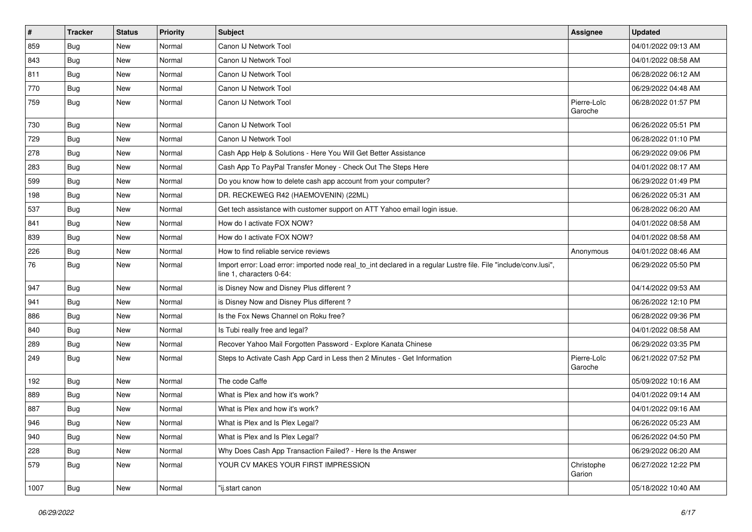| # | Tracker | Status | Priority | Subject | Assignee | Updated |
|---|---|---|---|---|---|---|
| 859 | Bug | New | Normal | Canon IJ Network Tool | | 04/01/2022 09:13 AM |
| 843 | Bug | New | Normal | Canon IJ Network Tool | | 04/01/2022 08:58 AM |
| 811 | Bug | New | Normal | Canon IJ Network Tool | | 06/28/2022 06:12 AM |
| 770 | Bug | New | Normal | Canon IJ Network Tool | | 06/29/2022 04:48 AM |
| 759 | Bug | New | Normal | Canon IJ Network Tool | Pierre-Loïc Garoche | 06/28/2022 01:57 PM |
| 730 | Bug | New | Normal | Canon IJ Network Tool | | 06/26/2022 05:51 PM |
| 729 | Bug | New | Normal | Canon IJ Network Tool | | 06/28/2022 01:10 PM |
| 278 | Bug | New | Normal | Cash App Help & Solutions - Here You Will Get Better Assistance | | 06/29/2022 09:06 PM |
| 283 | Bug | New | Normal | Cash App To PayPal Transfer Money - Check Out The Steps Here | | 04/01/2022 08:17 AM |
| 599 | Bug | New | Normal | Do you know how to delete cash app account from your computer? | | 06/29/2022 01:49 PM |
| 198 | Bug | New | Normal | DR. RECKEWEG R42 (HAEMOVENIN) (22ML) | | 06/26/2022 05:31 AM |
| 537 | Bug | New | Normal | Get tech assistance with customer support on ATT Yahoo email login issue. | | 06/28/2022 06:20 AM |
| 841 | Bug | New | Normal | How do I activate FOX NOW? | | 04/01/2022 08:58 AM |
| 839 | Bug | New | Normal | How do I activate FOX NOW? | | 04/01/2022 08:58 AM |
| 226 | Bug | New | Normal | How to find reliable service reviews | Anonymous | 04/01/2022 08:46 AM |
| 76 | Bug | New | Normal | Import error: Load error: imported node real_to_int declared in a regular Lustre file. File "include/conv.lusi", line 1, characters 0-64: | | 06/29/2022 05:50 PM |
| 947 | Bug | New | Normal | is Disney Now and Disney Plus different ? | | 04/14/2022 09:53 AM |
| 941 | Bug | New | Normal | is Disney Now and Disney Plus different ? | | 06/26/2022 12:10 PM |
| 886 | Bug | New | Normal | Is the Fox News Channel on Roku free? | | 06/28/2022 09:36 PM |
| 840 | Bug | New | Normal | Is Tubi really free and legal? | | 04/01/2022 08:58 AM |
| 289 | Bug | New | Normal | Recover Yahoo Mail Forgotten Password - Explore Kanata Chinese | | 06/29/2022 03:35 PM |
| 249 | Bug | New | Normal | Steps to Activate Cash App Card in Less then 2 Minutes - Get Information | Pierre-Loïc Garoche | 06/21/2022 07:52 PM |
| 192 | Bug | New | Normal | The code Caffe | | 05/09/2022 10:16 AM |
| 889 | Bug | New | Normal | What is Plex and how it's work? | | 04/01/2022 09:14 AM |
| 887 | Bug | New | Normal | What is Plex and how it's work? | | 04/01/2022 09:16 AM |
| 946 | Bug | New | Normal | What is Plex and Is Plex Legal? | | 06/26/2022 05:23 AM |
| 940 | Bug | New | Normal | What is Plex and Is Plex Legal? | | 06/26/2022 04:50 PM |
| 228 | Bug | New | Normal | Why Does Cash App Transaction Failed? - Here Is the Answer | | 06/29/2022 06:20 AM |
| 579 | Bug | New | Normal | YOUR CV MAKES YOUR FIRST IMPRESSION | Christophe Garion | 06/27/2022 12:22 PM |
| 1007 | Bug | New | Normal | "ij.start canon | | 05/18/2022 10:40 AM |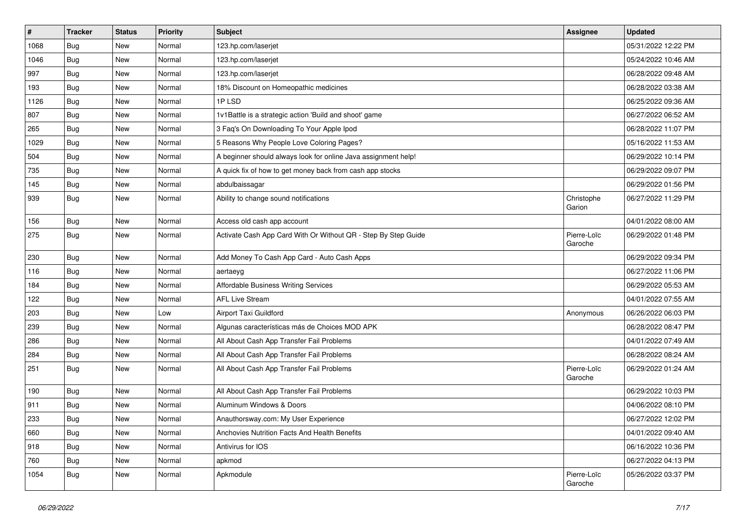| # | Tracker | Status | Priority | Subject | Assignee | Updated |
| --- | --- | --- | --- | --- | --- | --- |
| 1068 | Bug | New | Normal | 123.hp.com/laserjet | | 05/31/2022 12:22 PM |
| 1046 | Bug | New | Normal | 123.hp.com/laserjet | | 05/24/2022 10:46 AM |
| 997 | Bug | New | Normal | 123.hp.com/laserjet | | 06/28/2022 09:48 AM |
| 193 | Bug | New | Normal | 18% Discount on Homeopathic medicines | | 06/28/2022 03:38 AM |
| 1126 | Bug | New | Normal | 1P LSD | | 06/25/2022 09:36 AM |
| 807 | Bug | New | Normal | 1v1Battle is a strategic action 'Build and shoot' game | | 06/27/2022 06:52 AM |
| 265 | Bug | New | Normal | 3 Faq's On Downloading To Your Apple Ipod | | 06/28/2022 11:07 PM |
| 1029 | Bug | New | Normal | 5 Reasons Why People Love Coloring Pages? | | 05/16/2022 11:53 AM |
| 504 | Bug | New | Normal | A beginner should always look for online Java assignment help! | | 06/29/2022 10:14 PM |
| 735 | Bug | New | Normal | A quick fix of how to get money back from cash app stocks | | 06/29/2022 09:07 PM |
| 145 | Bug | New | Normal | abdulbaissagar | | 06/29/2022 01:56 PM |
| 939 | Bug | New | Normal | Ability to change sound notifications | Christophe Garion | 06/27/2022 11:29 PM |
| 156 | Bug | New | Normal | Access old cash app account | | 04/01/2022 08:00 AM |
| 275 | Bug | New | Normal | Activate Cash App Card With Or Without QR - Step By Step Guide | Pierre-Loïc Garoche | 06/29/2022 01:48 PM |
| 230 | Bug | New | Normal | Add Money To Cash App Card - Auto Cash Apps | | 06/29/2022 09:34 PM |
| 116 | Bug | New | Normal | aertaeyg | | 06/27/2022 11:06 PM |
| 184 | Bug | New | Normal | Affordable Business Writing Services | | 06/29/2022 05:53 AM |
| 122 | Bug | New | Normal | AFL Live Stream | | 04/01/2022 07:55 AM |
| 203 | Bug | New | Low | Airport Taxi Guildford | Anonymous | 06/26/2022 06:03 PM |
| 239 | Bug | New | Normal | Algunas características más de Choices MOD APK | | 06/28/2022 08:47 PM |
| 286 | Bug | New | Normal | All About Cash App Transfer Fail Problems | | 04/01/2022 07:49 AM |
| 284 | Bug | New | Normal | All About Cash App Transfer Fail Problems | | 06/28/2022 08:24 AM |
| 251 | Bug | New | Normal | All About Cash App Transfer Fail Problems | Pierre-Loïc Garoche | 06/29/2022 01:24 AM |
| 190 | Bug | New | Normal | All About Cash App Transfer Fail Problems | | 06/29/2022 10:03 PM |
| 911 | Bug | New | Normal | Aluminum Windows & Doors | | 04/06/2022 08:10 PM |
| 233 | Bug | New | Normal | Anauthorsway.com: My User Experience | | 06/27/2022 12:02 PM |
| 660 | Bug | New | Normal | Anchovies Nutrition Facts And Health Benefits | | 04/01/2022 09:40 AM |
| 918 | Bug | New | Normal | Antivirus for IOS | | 06/16/2022 10:36 PM |
| 760 | Bug | New | Normal | apkmod | | 06/27/2022 04:13 PM |
| 1054 | Bug | New | Normal | Apkmodule | Pierre-Loïc Garoche | 05/26/2022 03:37 PM |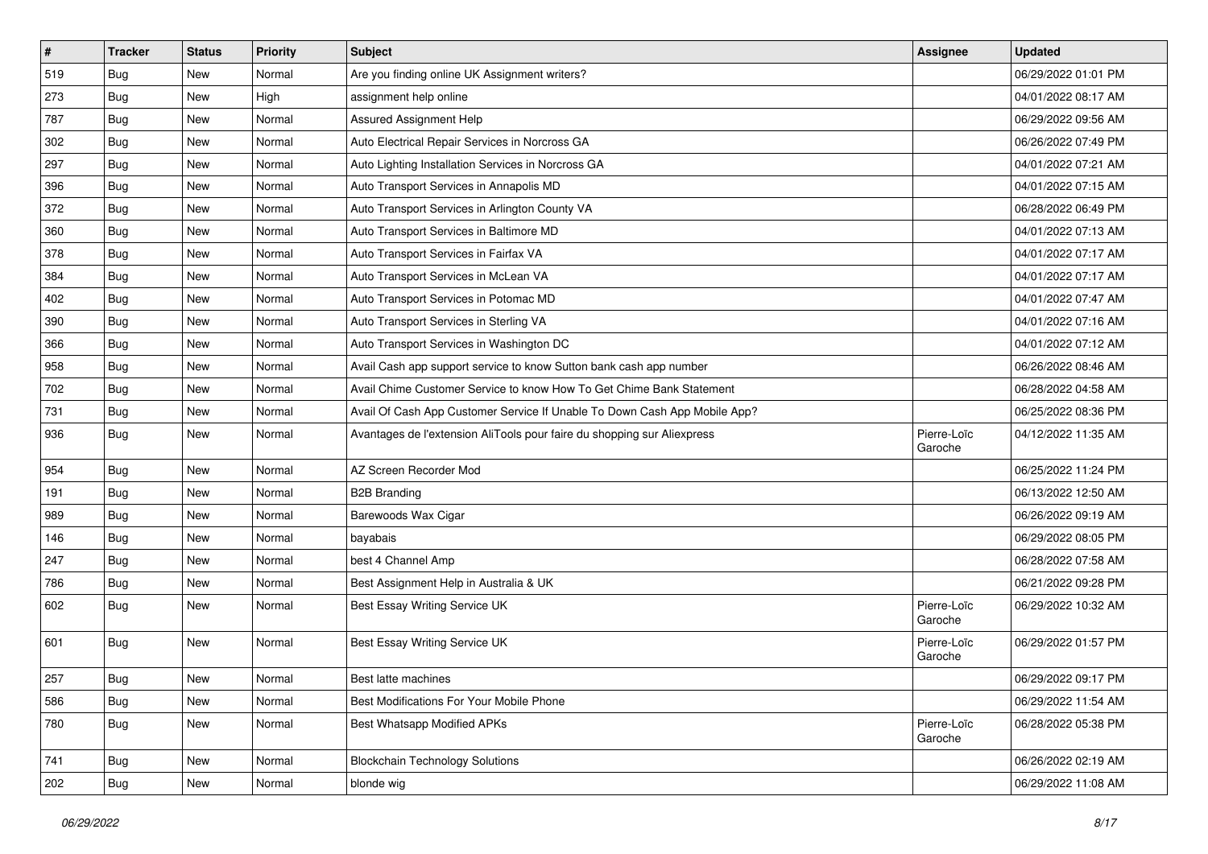| # | Tracker | Status | Priority | Subject | Assignee | Updated |
|---|---|---|---|---|---|---|
| 519 | Bug | New | Normal | Are you finding online UK Assignment writers? | | 06/29/2022 01:01 PM |
| 273 | Bug | New | High | assignment help online | | 04/01/2022 08:17 AM |
| 787 | Bug | New | Normal | Assured Assignment Help | | 06/29/2022 09:56 AM |
| 302 | Bug | New | Normal | Auto Electrical Repair Services in Norcross GA | | 06/26/2022 07:49 PM |
| 297 | Bug | New | Normal | Auto Lighting Installation Services in Norcross GA | | 04/01/2022 07:21 AM |
| 396 | Bug | New | Normal | Auto Transport Services in Annapolis MD | | 04/01/2022 07:15 AM |
| 372 | Bug | New | Normal | Auto Transport Services in Arlington County VA | | 06/28/2022 06:49 PM |
| 360 | Bug | New | Normal | Auto Transport Services in Baltimore MD | | 04/01/2022 07:13 AM |
| 378 | Bug | New | Normal | Auto Transport Services in Fairfax VA | | 04/01/2022 07:17 AM |
| 384 | Bug | New | Normal | Auto Transport Services in McLean VA | | 04/01/2022 07:17 AM |
| 402 | Bug | New | Normal | Auto Transport Services in Potomac MD | | 04/01/2022 07:47 AM |
| 390 | Bug | New | Normal | Auto Transport Services in Sterling VA | | 04/01/2022 07:16 AM |
| 366 | Bug | New | Normal | Auto Transport Services in Washington DC | | 04/01/2022 07:12 AM |
| 958 | Bug | New | Normal | Avail Cash app support service to know Sutton bank cash app number | | 06/26/2022 08:46 AM |
| 702 | Bug | New | Normal | Avail Chime Customer Service to know How To Get Chime Bank Statement | | 06/28/2022 04:58 AM |
| 731 | Bug | New | Normal | Avail Of Cash App Customer Service If Unable To Down Cash App Mobile App? | | 06/25/2022 08:36 PM |
| 936 | Bug | New | Normal | Avantages de l'extension AliTools pour faire du shopping sur Aliexpress | Pierre-Loïc Garoche | 04/12/2022 11:35 AM |
| 954 | Bug | New | Normal | AZ Screen Recorder Mod | | 06/25/2022 11:24 PM |
| 191 | Bug | New | Normal | B2B Branding | | 06/13/2022 12:50 AM |
| 989 | Bug | New | Normal | Barewoods Wax Cigar | | 06/26/2022 09:19 AM |
| 146 | Bug | New | Normal | bayabais | | 06/29/2022 08:05 PM |
| 247 | Bug | New | Normal | best 4 Channel Amp | | 06/28/2022 07:58 AM |
| 786 | Bug | New | Normal | Best Assignment Help in Australia & UK | | 06/21/2022 09:28 PM |
| 602 | Bug | New | Normal | Best Essay Writing Service UK | Pierre-Loïc Garoche | 06/29/2022 10:32 AM |
| 601 | Bug | New | Normal | Best Essay Writing Service UK | Pierre-Loïc Garoche | 06/29/2022 01:57 PM |
| 257 | Bug | New | Normal | Best latte machines | | 06/29/2022 09:17 PM |
| 586 | Bug | New | Normal | Best Modifications For Your Mobile Phone | | 06/29/2022 11:54 AM |
| 780 | Bug | New | Normal | Best Whatsapp Modified APKs | Pierre-Loïc Garoche | 06/28/2022 05:38 PM |
| 741 | Bug | New | Normal | Blockchain Technology Solutions | | 06/26/2022 02:19 AM |
| 202 | Bug | New | Normal | blonde wig | | 06/29/2022 11:08 AM |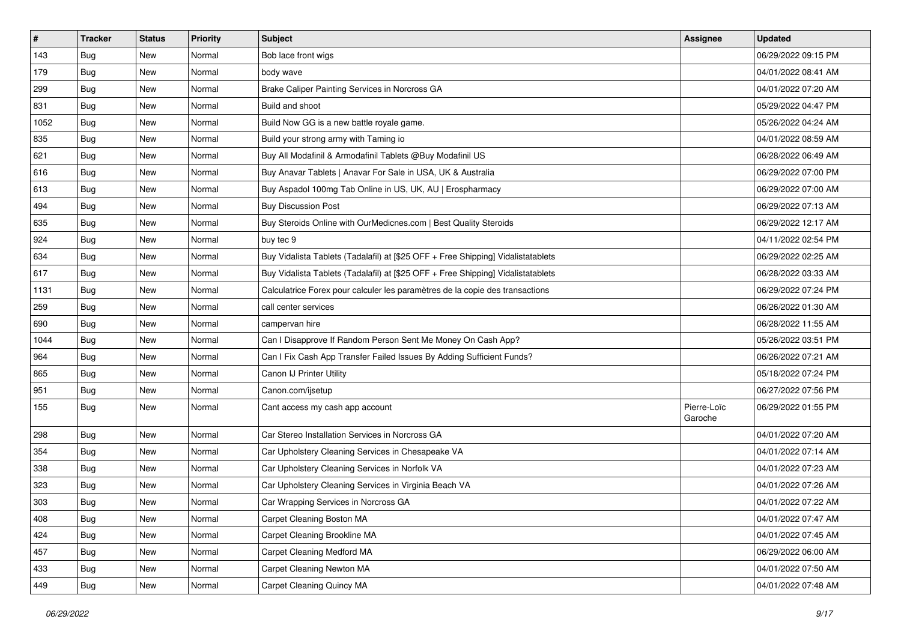| # | Tracker | Status | Priority | Subject | Assignee | Updated |
|---|---|---|---|---|---|---|
| 143 | Bug | New | Normal | Bob lace front wigs | | 06/29/2022 09:15 PM |
| 179 | Bug | New | Normal | body wave | | 04/01/2022 08:41 AM |
| 299 | Bug | New | Normal | Brake Caliper Painting Services in Norcross GA | | 04/01/2022 07:20 AM |
| 831 | Bug | New | Normal | Build and shoot | | 05/29/2022 04:47 PM |
| 1052 | Bug | New | Normal | Build Now GG is a new battle royale game. | | 05/26/2022 04:24 AM |
| 835 | Bug | New | Normal | Build your strong army with Taming io | | 04/01/2022 08:59 AM |
| 621 | Bug | New | Normal | Buy All Modafinil & Armodafinil Tablets @Buy Modafinil US | | 06/28/2022 06:49 AM |
| 616 | Bug | New | Normal | Buy Anavar Tablets \| Anavar For Sale in USA, UK & Australia | | 06/29/2022 07:00 PM |
| 613 | Bug | New | Normal | Buy Aspadol 100mg Tab Online in US, UK, AU \| Erospharmacy | | 06/29/2022 07:00 AM |
| 494 | Bug | New | Normal | Buy Discussion Post | | 06/29/2022 07:13 AM |
| 635 | Bug | New | Normal | Buy Steroids Online with OurMedicnes.com \| Best Quality Steroids | | 06/29/2022 12:17 AM |
| 924 | Bug | New | Normal | buy tec 9 | | 04/11/2022 02:54 PM |
| 634 | Bug | New | Normal | Buy Vidalista Tablets (Tadalafil) at [$25 OFF + Free Shipping] Vidalistatablets | | 06/29/2022 02:25 AM |
| 617 | Bug | New | Normal | Buy Vidalista Tablets (Tadalafil) at [$25 OFF + Free Shipping] Vidalistatablets | | 06/28/2022 03:33 AM |
| 1131 | Bug | New | Normal | Calculatrice Forex pour calculer les paramètres de la copie des transactions | | 06/29/2022 07:24 PM |
| 259 | Bug | New | Normal | call center services | | 06/26/2022 01:30 AM |
| 690 | Bug | New | Normal | campervan hire | | 06/28/2022 11:55 AM |
| 1044 | Bug | New | Normal | Can I Disapprove If Random Person Sent Me Money On Cash App? | | 05/26/2022 03:51 PM |
| 964 | Bug | New | Normal | Can I Fix Cash App Transfer Failed Issues By Adding Sufficient Funds? | | 06/26/2022 07:21 AM |
| 865 | Bug | New | Normal | Canon IJ Printer Utility | | 05/18/2022 07:24 PM |
| 951 | Bug | New | Normal | Canon.com/ijsetup | | 06/27/2022 07:56 PM |
| 155 | Bug | New | Normal | Cant access my cash app account | Pierre-Loïc Garoche | 06/29/2022 01:55 PM |
| 298 | Bug | New | Normal | Car Stereo Installation Services in Norcross GA | | 04/01/2022 07:20 AM |
| 354 | Bug | New | Normal | Car Upholstery Cleaning Services in Chesapeake VA | | 04/01/2022 07:14 AM |
| 338 | Bug | New | Normal | Car Upholstery Cleaning Services in Norfolk VA | | 04/01/2022 07:23 AM |
| 323 | Bug | New | Normal | Car Upholstery Cleaning Services in Virginia Beach VA | | 04/01/2022 07:26 AM |
| 303 | Bug | New | Normal | Car Wrapping Services in Norcross GA | | 04/01/2022 07:22 AM |
| 408 | Bug | New | Normal | Carpet Cleaning Boston MA | | 04/01/2022 07:47 AM |
| 424 | Bug | New | Normal | Carpet Cleaning Brookline MA | | 04/01/2022 07:45 AM |
| 457 | Bug | New | Normal | Carpet Cleaning Medford MA | | 06/29/2022 06:00 AM |
| 433 | Bug | New | Normal | Carpet Cleaning Newton MA | | 04/01/2022 07:50 AM |
| 449 | Bug | New | Normal | Carpet Cleaning Quincy MA | | 04/01/2022 07:48 AM |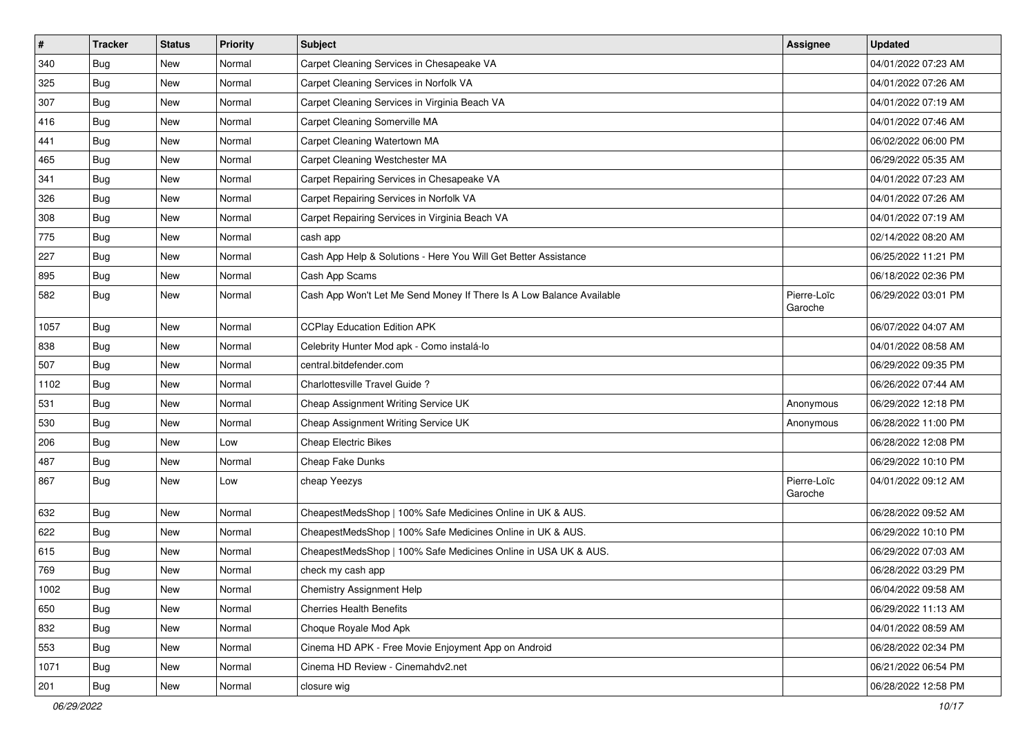| # | Tracker | Status | Priority | Subject | Assignee | Updated |
|---|---|---|---|---|---|---|
| 340 | Bug | New | Normal | Carpet Cleaning Services in Chesapeake VA | | 04/01/2022 07:23 AM |
| 325 | Bug | New | Normal | Carpet Cleaning Services in Norfolk VA | | 04/01/2022 07:26 AM |
| 307 | Bug | New | Normal | Carpet Cleaning Services in Virginia Beach VA | | 04/01/2022 07:19 AM |
| 416 | Bug | New | Normal | Carpet Cleaning Somerville MA | | 04/01/2022 07:46 AM |
| 441 | Bug | New | Normal | Carpet Cleaning Watertown MA | | 06/02/2022 06:00 PM |
| 465 | Bug | New | Normal | Carpet Cleaning Westchester MA | | 06/29/2022 05:35 AM |
| 341 | Bug | New | Normal | Carpet Repairing Services in Chesapeake VA | | 04/01/2022 07:23 AM |
| 326 | Bug | New | Normal | Carpet Repairing Services in Norfolk VA | | 04/01/2022 07:26 AM |
| 308 | Bug | New | Normal | Carpet Repairing Services in Virginia Beach VA | | 04/01/2022 07:19 AM |
| 775 | Bug | New | Normal | cash app | | 02/14/2022 08:20 AM |
| 227 | Bug | New | Normal | Cash App Help & Solutions - Here You Will Get Better Assistance | | 06/25/2022 11:21 PM |
| 895 | Bug | New | Normal | Cash App Scams | | 06/18/2022 02:36 PM |
| 582 | Bug | New | Normal | Cash App Won't Let Me Send Money If There Is A Low Balance Available | Pierre-Loïc Garoche | 06/29/2022 03:01 PM |
| 1057 | Bug | New | Normal | CCPlay Education Edition APK | | 06/07/2022 04:07 AM |
| 838 | Bug | New | Normal | Celebrity Hunter Mod apk - Como instalá-lo | | 04/01/2022 08:58 AM |
| 507 | Bug | New | Normal | central.bitdefender.com | | 06/29/2022 09:35 PM |
| 1102 | Bug | New | Normal | Charlottesville Travel Guide ? | | 06/26/2022 07:44 AM |
| 531 | Bug | New | Normal | Cheap Assignment Writing Service UK | Anonymous | 06/29/2022 12:18 PM |
| 530 | Bug | New | Normal | Cheap Assignment Writing Service UK | Anonymous | 06/28/2022 11:00 PM |
| 206 | Bug | New | Low | Cheap Electric Bikes | | 06/28/2022 12:08 PM |
| 487 | Bug | New | Normal | Cheap Fake Dunks | | 06/29/2022 10:10 PM |
| 867 | Bug | New | Low | cheap Yeezys | Pierre-Loïc Garoche | 04/01/2022 09:12 AM |
| 632 | Bug | New | Normal | CheapestMedsShop \| 100% Safe Medicines Online in UK & AUS. | | 06/28/2022 09:52 AM |
| 622 | Bug | New | Normal | CheapestMedsShop \| 100% Safe Medicines Online in UK & AUS. | | 06/29/2022 10:10 PM |
| 615 | Bug | New | Normal | CheapestMedsShop \| 100% Safe Medicines Online in USA UK & AUS. | | 06/29/2022 07:03 AM |
| 769 | Bug | New | Normal | check my cash app | | 06/28/2022 03:29 PM |
| 1002 | Bug | New | Normal | Chemistry Assignment Help | | 06/04/2022 09:58 AM |
| 650 | Bug | New | Normal | Cherries Health Benefits | | 06/29/2022 11:13 AM |
| 832 | Bug | New | Normal | Choque Royale Mod Apk | | 04/01/2022 08:59 AM |
| 553 | Bug | New | Normal | Cinema HD APK - Free Movie Enjoyment App on Android | | 06/28/2022 02:34 PM |
| 1071 | Bug | New | Normal | Cinema HD Review - Cinemahdv2.net | | 06/21/2022 06:54 PM |
| 201 | Bug | New | Normal | closure wig | | 06/28/2022 12:58 PM |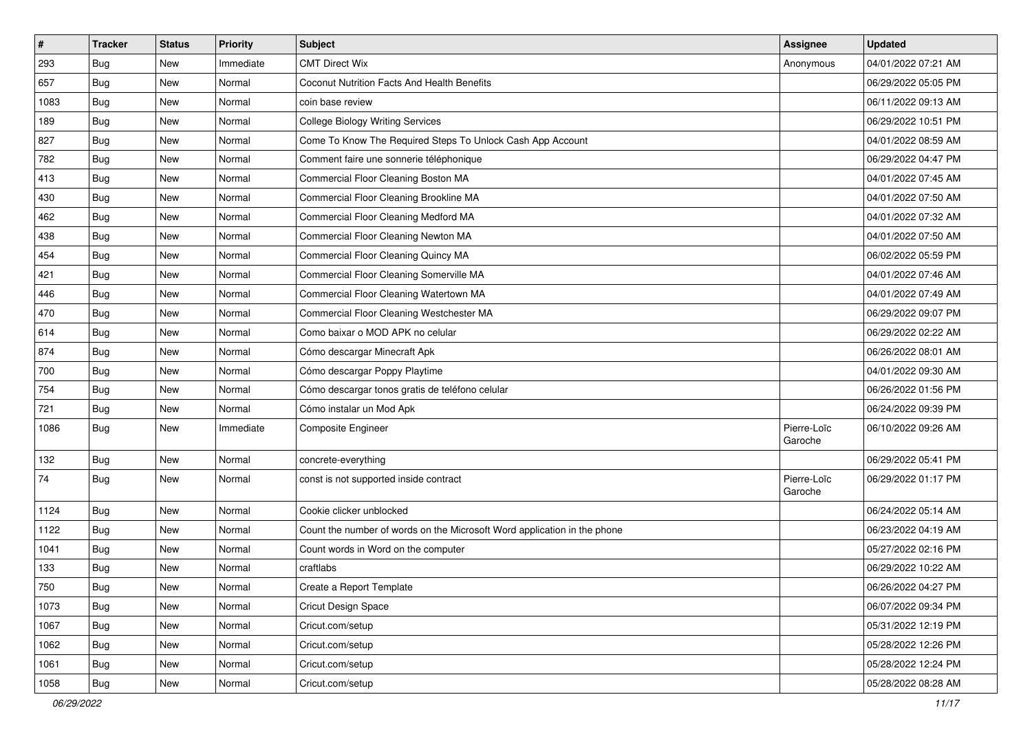| # | Tracker | Status | Priority | Subject | Assignee | Updated |
|---|---|---|---|---|---|---|
| 293 | Bug | New | Immediate | CMT Direct Wix | Anonymous | 04/01/2022 07:21 AM |
| 657 | Bug | New | Normal | Coconut Nutrition Facts And Health Benefits | | 06/29/2022 05:05 PM |
| 1083 | Bug | New | Normal | coin base review | | 06/11/2022 09:13 AM |
| 189 | Bug | New | Normal | College Biology Writing Services | | 06/29/2022 10:51 PM |
| 827 | Bug | New | Normal | Come To Know The Required Steps To Unlock Cash App Account | | 04/01/2022 08:59 AM |
| 782 | Bug | New | Normal | Comment faire une sonnerie téléphonique | | 06/29/2022 04:47 PM |
| 413 | Bug | New | Normal | Commercial Floor Cleaning Boston MA | | 04/01/2022 07:45 AM |
| 430 | Bug | New | Normal | Commercial Floor Cleaning Brookline MA | | 04/01/2022 07:50 AM |
| 462 | Bug | New | Normal | Commercial Floor Cleaning Medford MA | | 04/01/2022 07:32 AM |
| 438 | Bug | New | Normal | Commercial Floor Cleaning Newton MA | | 04/01/2022 07:50 AM |
| 454 | Bug | New | Normal | Commercial Floor Cleaning Quincy MA | | 06/02/2022 05:59 PM |
| 421 | Bug | New | Normal | Commercial Floor Cleaning Somerville MA | | 04/01/2022 07:46 AM |
| 446 | Bug | New | Normal | Commercial Floor Cleaning Watertown MA | | 04/01/2022 07:49 AM |
| 470 | Bug | New | Normal | Commercial Floor Cleaning Westchester MA | | 06/29/2022 09:07 PM |
| 614 | Bug | New | Normal | Como baixar o MOD APK no celular | | 06/29/2022 02:22 AM |
| 874 | Bug | New | Normal | Cómo descargar Minecraft Apk | | 06/26/2022 08:01 AM |
| 700 | Bug | New | Normal | Cómo descargar Poppy Playtime | | 04/01/2022 09:30 AM |
| 754 | Bug | New | Normal | Cómo descargar tonos gratis de teléfono celular | | 06/26/2022 01:56 PM |
| 721 | Bug | New | Normal | Cómo instalar un Mod Apk | | 06/24/2022 09:39 PM |
| 1086 | Bug | New | Immediate | Composite Engineer | Pierre-Loïc Garoche | 06/10/2022 09:26 AM |
| 132 | Bug | New | Normal | concrete-everything | | 06/29/2022 05:41 PM |
| 74 | Bug | New | Normal | const is not supported inside contract | Pierre-Loïc Garoche | 06/29/2022 01:17 PM |
| 1124 | Bug | New | Normal | Cookie clicker unblocked | | 06/24/2022 05:14 AM |
| 1122 | Bug | New | Normal | Count the number of words on the Microsoft Word application in the phone | | 06/23/2022 04:19 AM |
| 1041 | Bug | New | Normal | Count words in Word on the computer | | 05/27/2022 02:16 PM |
| 133 | Bug | New | Normal | craftlabs | | 06/29/2022 10:22 AM |
| 750 | Bug | New | Normal | Create a Report Template | | 06/26/2022 04:27 PM |
| 1073 | Bug | New | Normal | Cricut Design Space | | 06/07/2022 09:34 PM |
| 1067 | Bug | New | Normal | Cricut.com/setup | | 05/31/2022 12:19 PM |
| 1062 | Bug | New | Normal | Cricut.com/setup | | 05/28/2022 12:26 PM |
| 1061 | Bug | New | Normal | Cricut.com/setup | | 05/28/2022 12:24 PM |
| 1058 | Bug | New | Normal | Cricut.com/setup | | 05/28/2022 08:28 AM |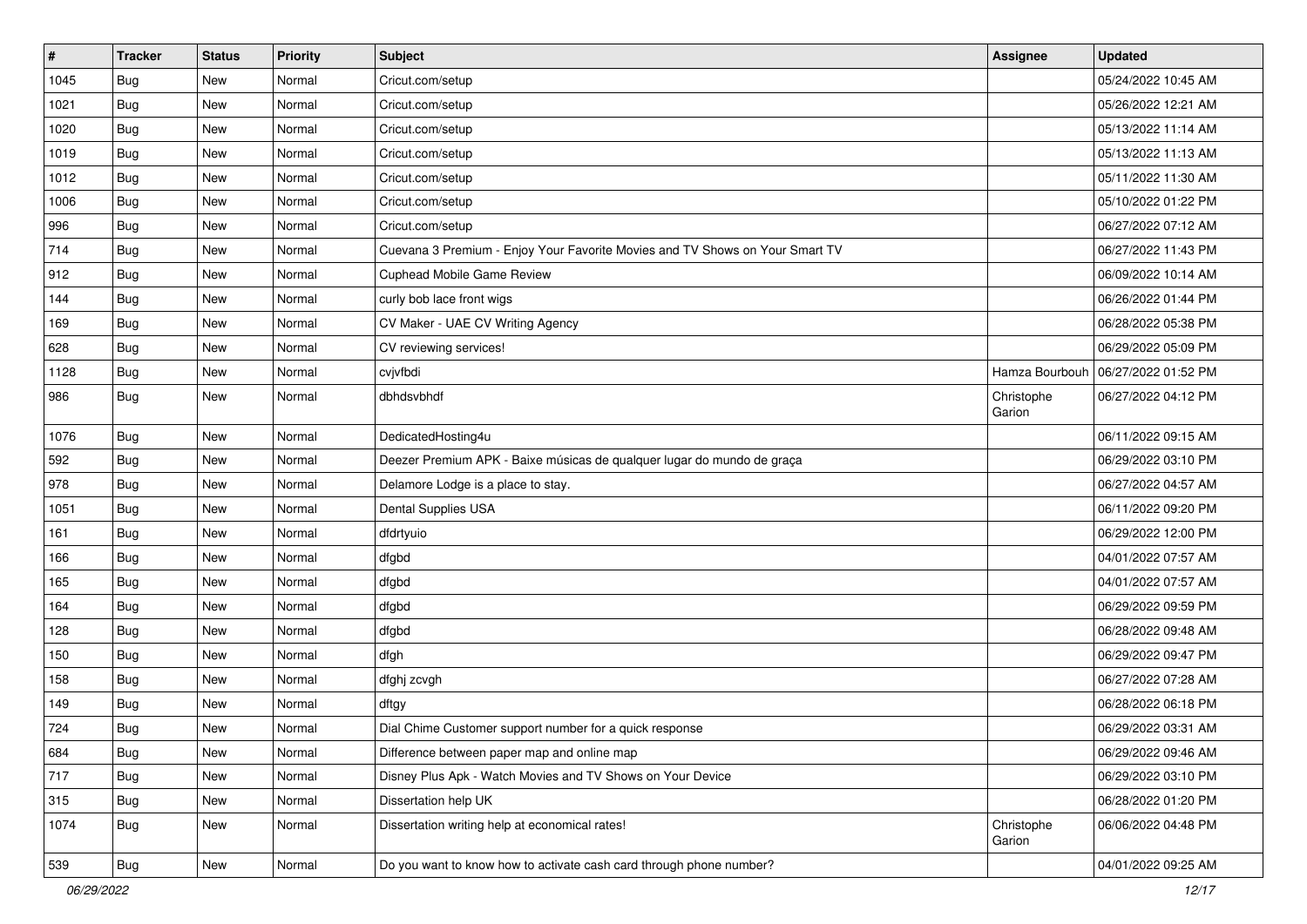| # | Tracker | Status | Priority | Subject | Assignee | Updated |
|---|---|---|---|---|---|---|
| 1045 | Bug | New | Normal | Cricut.com/setup | | 05/24/2022 10:45 AM |
| 1021 | Bug | New | Normal | Cricut.com/setup | | 05/26/2022 12:21 AM |
| 1020 | Bug | New | Normal | Cricut.com/setup | | 05/13/2022 11:14 AM |
| 1019 | Bug | New | Normal | Cricut.com/setup | | 05/13/2022 11:13 AM |
| 1012 | Bug | New | Normal | Cricut.com/setup | | 05/11/2022 11:30 AM |
| 1006 | Bug | New | Normal | Cricut.com/setup | | 05/10/2022 01:22 PM |
| 996 | Bug | New | Normal | Cricut.com/setup | | 06/27/2022 07:12 AM |
| 714 | Bug | New | Normal | Cuevana 3 Premium - Enjoy Your Favorite Movies and TV Shows on Your Smart TV | | 06/27/2022 11:43 PM |
| 912 | Bug | New | Normal | Cuphead Mobile Game Review | | 06/09/2022 10:14 AM |
| 144 | Bug | New | Normal | curly bob lace front wigs | | 06/26/2022 01:44 PM |
| 169 | Bug | New | Normal | CV Maker - UAE CV Writing Agency | | 06/28/2022 05:38 PM |
| 628 | Bug | New | Normal | CV reviewing services! | | 06/29/2022 05:09 PM |
| 1128 | Bug | New | Normal | cvjvfbdi | Hamza Bourbouh | 06/27/2022 01:52 PM |
| 986 | Bug | New | Normal | dbhdsvbhdf | Christophe Garion | 06/27/2022 04:12 PM |
| 1076 | Bug | New | Normal | DedicatedHosting4u | | 06/11/2022 09:15 AM |
| 592 | Bug | New | Normal | Deezer Premium APK - Baixe músicas de qualquer lugar do mundo de graça | | 06/29/2022 03:10 PM |
| 978 | Bug | New | Normal | Delamore Lodge is a place to stay. | | 06/27/2022 04:57 AM |
| 1051 | Bug | New | Normal | Dental Supplies USA | | 06/11/2022 09:20 PM |
| 161 | Bug | New | Normal | dfdrtyuio | | 06/29/2022 12:00 PM |
| 166 | Bug | New | Normal | dfgbd | | 04/01/2022 07:57 AM |
| 165 | Bug | New | Normal | dfgbd | | 04/01/2022 07:57 AM |
| 164 | Bug | New | Normal | dfgbd | | 06/29/2022 09:59 PM |
| 128 | Bug | New | Normal | dfgbd | | 06/28/2022 09:48 AM |
| 150 | Bug | New | Normal | dfgh | | 06/29/2022 09:47 PM |
| 158 | Bug | New | Normal | dfghj zcvgh | | 06/27/2022 07:28 AM |
| 149 | Bug | New | Normal | dftgy | | 06/28/2022 06:18 PM |
| 724 | Bug | New | Normal | Dial Chime Customer support number for a quick response | | 06/29/2022 03:31 AM |
| 684 | Bug | New | Normal | Difference between paper map and online map | | 06/29/2022 09:46 AM |
| 717 | Bug | New | Normal | Disney Plus Apk - Watch Movies and TV Shows on Your Device | | 06/29/2022 03:10 PM |
| 315 | Bug | New | Normal | Dissertation help UK | | 06/28/2022 01:20 PM |
| 1074 | Bug | New | Normal | Dissertation writing help at economical rates! | Christophe Garion | 06/06/2022 04:48 PM |
| 539 | Bug | New | Normal | Do you want to know how to activate cash card through phone number? | | 04/01/2022 09:25 AM |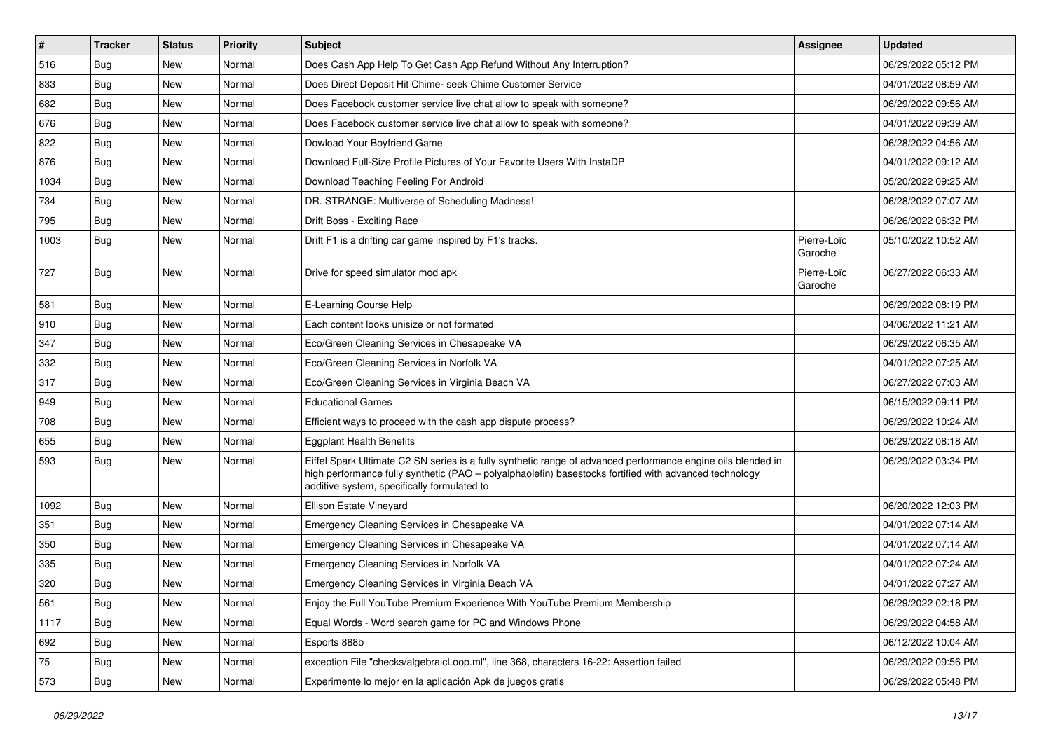| # | Tracker | Status | Priority | Subject | Assignee | Updated |
|---|---|---|---|---|---|---|
| 516 | Bug | New | Normal | Does Cash App Help To Get Cash App Refund Without Any Interruption? | | 06/29/2022 05:12 PM |
| 833 | Bug | New | Normal | Does Direct Deposit Hit Chime- seek Chime Customer Service | | 04/01/2022 08:59 AM |
| 682 | Bug | New | Normal | Does Facebook customer service live chat allow to speak with someone? | | 06/29/2022 09:56 AM |
| 676 | Bug | New | Normal | Does Facebook customer service live chat allow to speak with someone? | | 04/01/2022 09:39 AM |
| 822 | Bug | New | Normal | Dowload Your Boyfriend Game | | 06/28/2022 04:56 AM |
| 876 | Bug | New | Normal | Download Full-Size Profile Pictures of Your Favorite Users With InstaDP | | 04/01/2022 09:12 AM |
| 1034 | Bug | New | Normal | Download Teaching Feeling For Android | | 05/20/2022 09:25 AM |
| 734 | Bug | New | Normal | DR. STRANGE: Multiverse of Scheduling Madness! | | 06/28/2022 07:07 AM |
| 795 | Bug | New | Normal | Drift Boss - Exciting Race | | 06/26/2022 06:32 PM |
| 1003 | Bug | New | Normal | Drift F1 is a drifting car game inspired by F1's tracks. | Pierre-Loïc Garoche | 05/10/2022 10:52 AM |
| 727 | Bug | New | Normal | Drive for speed simulator mod apk | Pierre-Loïc Garoche | 06/27/2022 06:33 AM |
| 581 | Bug | New | Normal | E-Learning Course Help | | 06/29/2022 08:19 PM |
| 910 | Bug | New | Normal | Each content looks unisize or not formated | | 04/06/2022 11:21 AM |
| 347 | Bug | New | Normal | Eco/Green Cleaning Services in Chesapeake VA | | 06/29/2022 06:35 AM |
| 332 | Bug | New | Normal | Eco/Green Cleaning Services in Norfolk VA | | 04/01/2022 07:25 AM |
| 317 | Bug | New | Normal | Eco/Green Cleaning Services in Virginia Beach VA | | 06/27/2022 07:03 AM |
| 949 | Bug | New | Normal | Educational Games | | 06/15/2022 09:11 PM |
| 708 | Bug | New | Normal | Efficient ways to proceed with the cash app dispute process? | | 06/29/2022 10:24 AM |
| 655 | Bug | New | Normal | Eggplant Health Benefits | | 06/29/2022 08:18 AM |
| 593 | Bug | New | Normal | Eiffel Spark Ultimate C2 SN series is a fully synthetic range of advanced performance engine oils blended in high performance fully synthetic (PAO – polyalphaolefin) basestocks fortified with advanced technology additive system, specifically formulated to | | 06/29/2022 03:34 PM |
| 1092 | Bug | New | Normal | Ellison Estate Vineyard | | 06/20/2022 12:03 PM |
| 351 | Bug | New | Normal | Emergency Cleaning Services in Chesapeake VA | | 04/01/2022 07:14 AM |
| 350 | Bug | New | Normal | Emergency Cleaning Services in Chesapeake VA | | 04/01/2022 07:14 AM |
| 335 | Bug | New | Normal | Emergency Cleaning Services in Norfolk VA | | 04/01/2022 07:24 AM |
| 320 | Bug | New | Normal | Emergency Cleaning Services in Virginia Beach VA | | 04/01/2022 07:27 AM |
| 561 | Bug | New | Normal | Enjoy the Full YouTube Premium Experience With YouTube Premium Membership | | 06/29/2022 02:18 PM |
| 1117 | Bug | New | Normal | Equal Words - Word search game for PC and Windows Phone | | 06/29/2022 04:58 AM |
| 692 | Bug | New | Normal | Esports 888b | | 06/12/2022 10:04 AM |
| 75 | Bug | New | Normal | exception File "checks/algebraicLoop.ml", line 368, characters 16-22: Assertion failed | | 06/29/2022 09:56 PM |
| 573 | Bug | New | Normal | Experimente lo mejor en la aplicación Apk de juegos gratis | | 06/29/2022 05:48 PM |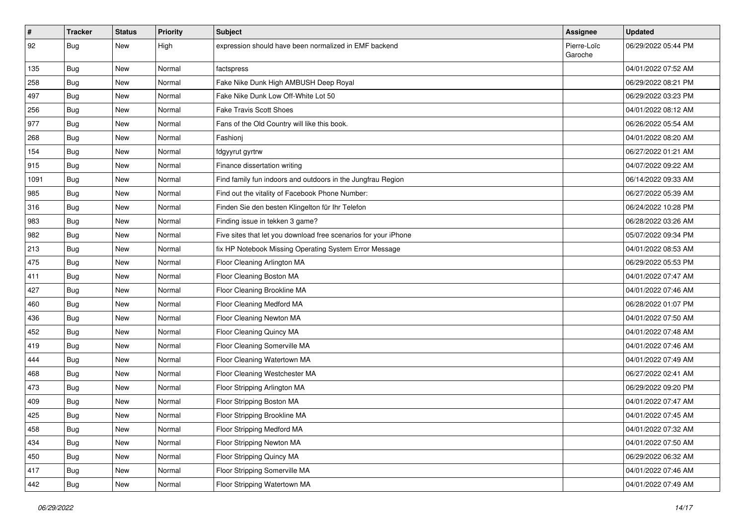| # | Tracker | Status | Priority | Subject | Assignee | Updated |
|---|---|---|---|---|---|---|
| 92 | Bug | New | High | expression should have been normalized in EMF backend | Pierre-Loïc Garoche | 06/29/2022 05:44 PM |
| 135 | Bug | New | Normal | factspress | | 04/01/2022 07:52 AM |
| 258 | Bug | New | Normal | Fake Nike Dunk High AMBUSH Deep Royal | | 06/29/2022 08:21 PM |
| 497 | Bug | New | Normal | Fake Nike Dunk Low Off-White Lot 50 | | 06/29/2022 03:23 PM |
| 256 | Bug | New | Normal | Fake Travis Scott Shoes | | 04/01/2022 08:12 AM |
| 977 | Bug | New | Normal | Fans of the Old Country will like this book. | | 06/26/2022 05:54 AM |
| 268 | Bug | New | Normal | Fashionj | | 04/01/2022 08:20 AM |
| 154 | Bug | New | Normal | fdgyyrut gyrtrw | | 06/27/2022 01:21 AM |
| 915 | Bug | New | Normal | Finance dissertation writing | | 04/07/2022 09:22 AM |
| 1091 | Bug | New | Normal | Find family fun indoors and outdoors in the Jungfrau Region | | 06/14/2022 09:33 AM |
| 985 | Bug | New | Normal | Find out the vitality of Facebook Phone Number: | | 06/27/2022 05:39 AM |
| 316 | Bug | New | Normal | Finden Sie den besten Klingelton für Ihr Telefon | | 06/24/2022 10:28 PM |
| 983 | Bug | New | Normal | Finding issue in tekken 3 game? | | 06/28/2022 03:26 AM |
| 982 | Bug | New | Normal | Five sites that let you download free scenarios for your iPhone | | 05/07/2022 09:34 PM |
| 213 | Bug | New | Normal | fix HP Notebook Missing Operating System Error Message | | 04/01/2022 08:53 AM |
| 475 | Bug | New | Normal | Floor Cleaning Arlington MA | | 06/29/2022 05:53 PM |
| 411 | Bug | New | Normal | Floor Cleaning Boston MA | | 04/01/2022 07:47 AM |
| 427 | Bug | New | Normal | Floor Cleaning Brookline MA | | 04/01/2022 07:46 AM |
| 460 | Bug | New | Normal | Floor Cleaning Medford MA | | 06/28/2022 01:07 PM |
| 436 | Bug | New | Normal | Floor Cleaning Newton MA | | 04/01/2022 07:50 AM |
| 452 | Bug | New | Normal | Floor Cleaning Quincy MA | | 04/01/2022 07:48 AM |
| 419 | Bug | New | Normal | Floor Cleaning Somerville MA | | 04/01/2022 07:46 AM |
| 444 | Bug | New | Normal | Floor Cleaning Watertown MA | | 04/01/2022 07:49 AM |
| 468 | Bug | New | Normal | Floor Cleaning Westchester MA | | 06/27/2022 02:41 AM |
| 473 | Bug | New | Normal | Floor Stripping Arlington MA | | 06/29/2022 09:20 PM |
| 409 | Bug | New | Normal | Floor Stripping Boston MA | | 04/01/2022 07:47 AM |
| 425 | Bug | New | Normal | Floor Stripping Brookline MA | | 04/01/2022 07:45 AM |
| 458 | Bug | New | Normal | Floor Stripping Medford MA | | 04/01/2022 07:32 AM |
| 434 | Bug | New | Normal | Floor Stripping Newton MA | | 04/01/2022 07:50 AM |
| 450 | Bug | New | Normal | Floor Stripping Quincy MA | | 06/29/2022 06:32 AM |
| 417 | Bug | New | Normal | Floor Stripping Somerville MA | | 04/01/2022 07:46 AM |
| 442 | Bug | New | Normal | Floor Stripping Watertown MA | | 04/01/2022 07:49 AM |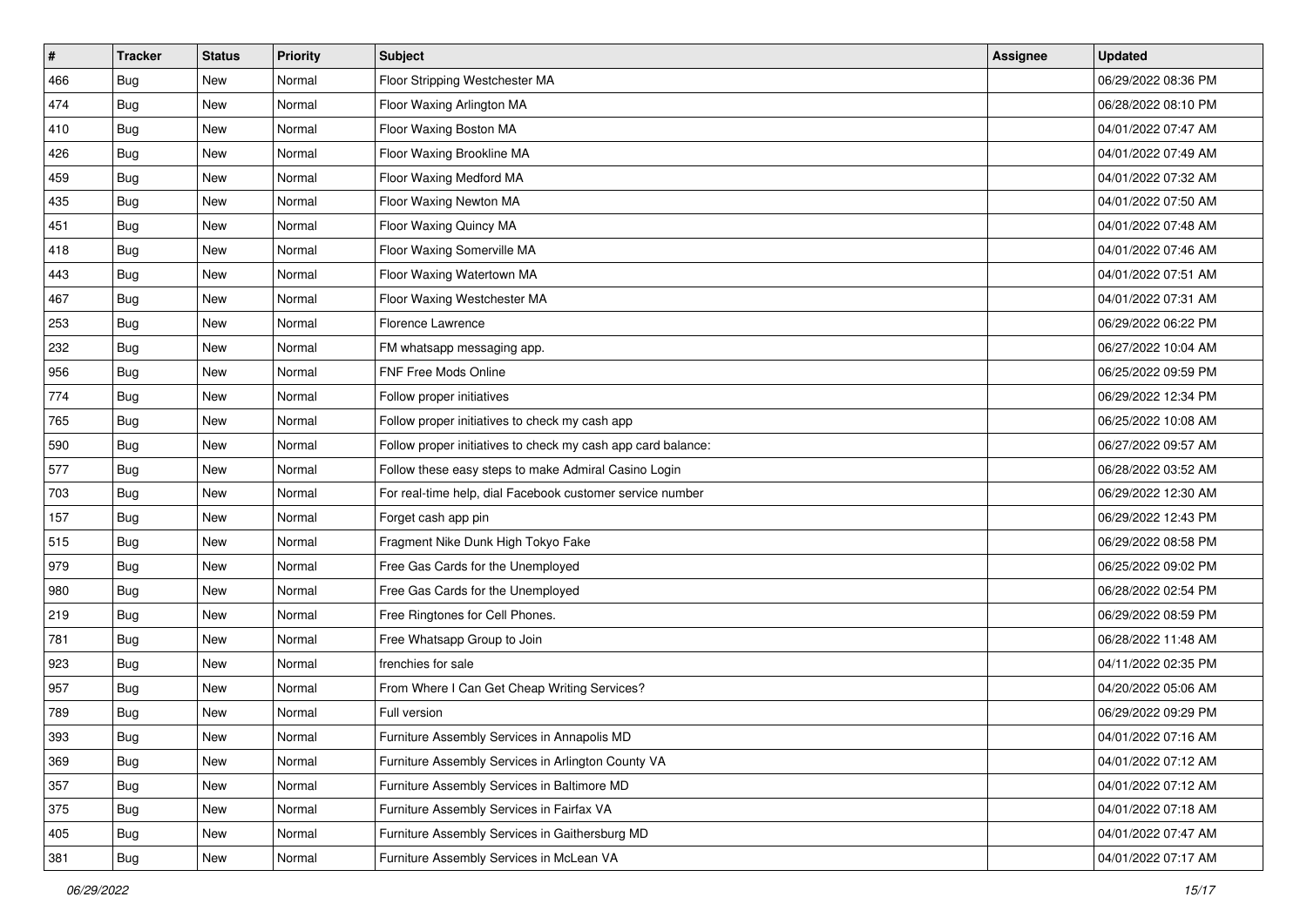| # | Tracker | Status | Priority | Subject | Assignee | Updated |
|---|---|---|---|---|---|---|
| 466 | Bug | New | Normal | Floor Stripping Westchester MA | | 06/29/2022 08:36 PM |
| 474 | Bug | New | Normal | Floor Waxing Arlington MA | | 06/28/2022 08:10 PM |
| 410 | Bug | New | Normal | Floor Waxing Boston MA | | 04/01/2022 07:47 AM |
| 426 | Bug | New | Normal | Floor Waxing Brookline MA | | 04/01/2022 07:49 AM |
| 459 | Bug | New | Normal | Floor Waxing Medford MA | | 04/01/2022 07:32 AM |
| 435 | Bug | New | Normal | Floor Waxing Newton MA | | 04/01/2022 07:50 AM |
| 451 | Bug | New | Normal | Floor Waxing Quincy MA | | 04/01/2022 07:48 AM |
| 418 | Bug | New | Normal | Floor Waxing Somerville MA | | 04/01/2022 07:46 AM |
| 443 | Bug | New | Normal | Floor Waxing Watertown MA | | 04/01/2022 07:51 AM |
| 467 | Bug | New | Normal | Floor Waxing Westchester MA | | 04/01/2022 07:31 AM |
| 253 | Bug | New | Normal | Florence Lawrence | | 06/29/2022 06:22 PM |
| 232 | Bug | New | Normal | FM whatsapp messaging app. | | 06/27/2022 10:04 AM |
| 956 | Bug | New | Normal | FNF Free Mods Online | | 06/25/2022 09:59 PM |
| 774 | Bug | New | Normal | Follow proper initiatives | | 06/29/2022 12:34 PM |
| 765 | Bug | New | Normal | Follow proper initiatives to check my cash app | | 06/25/2022 10:08 AM |
| 590 | Bug | New | Normal | Follow proper initiatives to check my cash app card balance: | | 06/27/2022 09:57 AM |
| 577 | Bug | New | Normal | Follow these easy steps to make Admiral Casino Login | | 06/28/2022 03:52 AM |
| 703 | Bug | New | Normal | For real-time help, dial Facebook customer service number | | 06/29/2022 12:30 AM |
| 157 | Bug | New | Normal | Forget cash app pin | | 06/29/2022 12:43 PM |
| 515 | Bug | New | Normal | Fragment Nike Dunk High Tokyo Fake | | 06/29/2022 08:58 PM |
| 979 | Bug | New | Normal | Free Gas Cards for the Unemployed | | 06/25/2022 09:02 PM |
| 980 | Bug | New | Normal | Free Gas Cards for the Unemployed | | 06/28/2022 02:54 PM |
| 219 | Bug | New | Normal | Free Ringtones for Cell Phones. | | 06/29/2022 08:59 PM |
| 781 | Bug | New | Normal | Free Whatsapp Group to Join | | 06/28/2022 11:48 AM |
| 923 | Bug | New | Normal | frenchies for sale | | 04/11/2022 02:35 PM |
| 957 | Bug | New | Normal | From Where I Can Get Cheap Writing Services? | | 04/20/2022 05:06 AM |
| 789 | Bug | New | Normal | Full version | | 06/29/2022 09:29 PM |
| 393 | Bug | New | Normal | Furniture Assembly Services in Annapolis MD | | 04/01/2022 07:16 AM |
| 369 | Bug | New | Normal | Furniture Assembly Services in Arlington County VA | | 04/01/2022 07:12 AM |
| 357 | Bug | New | Normal | Furniture Assembly Services in Baltimore MD | | 04/01/2022 07:12 AM |
| 375 | Bug | New | Normal | Furniture Assembly Services in Fairfax VA | | 04/01/2022 07:18 AM |
| 405 | Bug | New | Normal | Furniture Assembly Services in Gaithersburg MD | | 04/01/2022 07:47 AM |
| 381 | Bug | New | Normal | Furniture Assembly Services in McLean VA | | 04/01/2022 07:17 AM |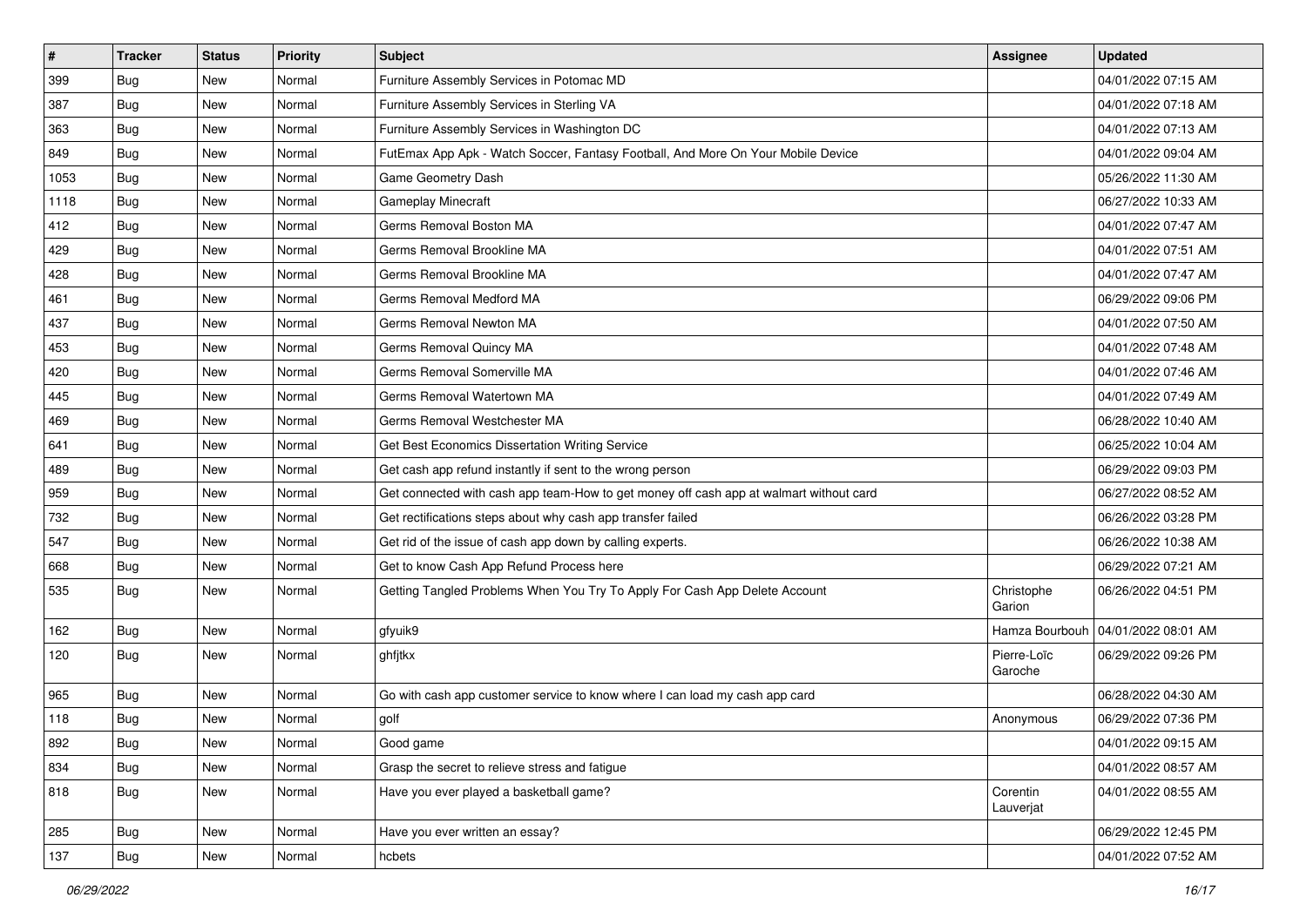| # | Tracker | Status | Priority | Subject | Assignee | Updated |
|---|---|---|---|---|---|---|
| 399 | Bug | New | Normal | Furniture Assembly Services in Potomac MD | | 04/01/2022 07:15 AM |
| 387 | Bug | New | Normal | Furniture Assembly Services in Sterling VA | | 04/01/2022 07:18 AM |
| 363 | Bug | New | Normal | Furniture Assembly Services in Washington DC | | 04/01/2022 07:13 AM |
| 849 | Bug | New | Normal | FutEmax App Apk - Watch Soccer, Fantasy Football, And More On Your Mobile Device | | 04/01/2022 09:04 AM |
| 1053 | Bug | New | Normal | Game Geometry Dash | | 05/26/2022 11:30 AM |
| 1118 | Bug | New | Normal | Gameplay Minecraft | | 06/27/2022 10:33 AM |
| 412 | Bug | New | Normal | Germs Removal Boston MA | | 04/01/2022 07:47 AM |
| 429 | Bug | New | Normal | Germs Removal Brookline MA | | 04/01/2022 07:51 AM |
| 428 | Bug | New | Normal | Germs Removal Brookline MA | | 04/01/2022 07:47 AM |
| 461 | Bug | New | Normal | Germs Removal Medford MA | | 06/29/2022 09:06 PM |
| 437 | Bug | New | Normal | Germs Removal Newton MA | | 04/01/2022 07:50 AM |
| 453 | Bug | New | Normal | Germs Removal Quincy MA | | 04/01/2022 07:48 AM |
| 420 | Bug | New | Normal | Germs Removal Somerville MA | | 04/01/2022 07:46 AM |
| 445 | Bug | New | Normal | Germs Removal Watertown MA | | 04/01/2022 07:49 AM |
| 469 | Bug | New | Normal | Germs Removal Westchester MA | | 06/28/2022 10:40 AM |
| 641 | Bug | New | Normal | Get Best Economics Dissertation Writing Service | | 06/25/2022 10:04 AM |
| 489 | Bug | New | Normal | Get cash app refund instantly if sent to the wrong person | | 06/29/2022 09:03 PM |
| 959 | Bug | New | Normal | Get connected with cash app team-How to get money off cash app at walmart without card | | 06/27/2022 08:52 AM |
| 732 | Bug | New | Normal | Get rectifications steps about why cash app transfer failed | | 06/26/2022 03:28 PM |
| 547 | Bug | New | Normal | Get rid of the issue of cash app down by calling experts. | | 06/26/2022 10:38 AM |
| 668 | Bug | New | Normal | Get to know Cash App Refund Process here | | 06/29/2022 07:21 AM |
| 535 | Bug | New | Normal | Getting Tangled Problems When You Try To Apply For Cash App Delete Account | Christophe Garion | 06/26/2022 04:51 PM |
| 162 | Bug | New | Normal | gfyuik9 | Hamza Bourbouh | 04/01/2022 08:01 AM |
| 120 | Bug | New | Normal | ghfjtkx | Pierre-Loïc Garoche | 06/29/2022 09:26 PM |
| 965 | Bug | New | Normal | Go with cash app customer service to know where I can load my cash app card | | 06/28/2022 04:30 AM |
| 118 | Bug | New | Normal | golf | Anonymous | 06/29/2022 07:36 PM |
| 892 | Bug | New | Normal | Good game | | 04/01/2022 09:15 AM |
| 834 | Bug | New | Normal | Grasp the secret to relieve stress and fatigue | | 04/01/2022 08:57 AM |
| 818 | Bug | New | Normal | Have you ever played a basketball game? | Corentin Lauverjat | 04/01/2022 08:55 AM |
| 285 | Bug | New | Normal | Have you ever written an essay? | | 06/29/2022 12:45 PM |
| 137 | Bug | New | Normal | hcbets | | 04/01/2022 07:52 AM |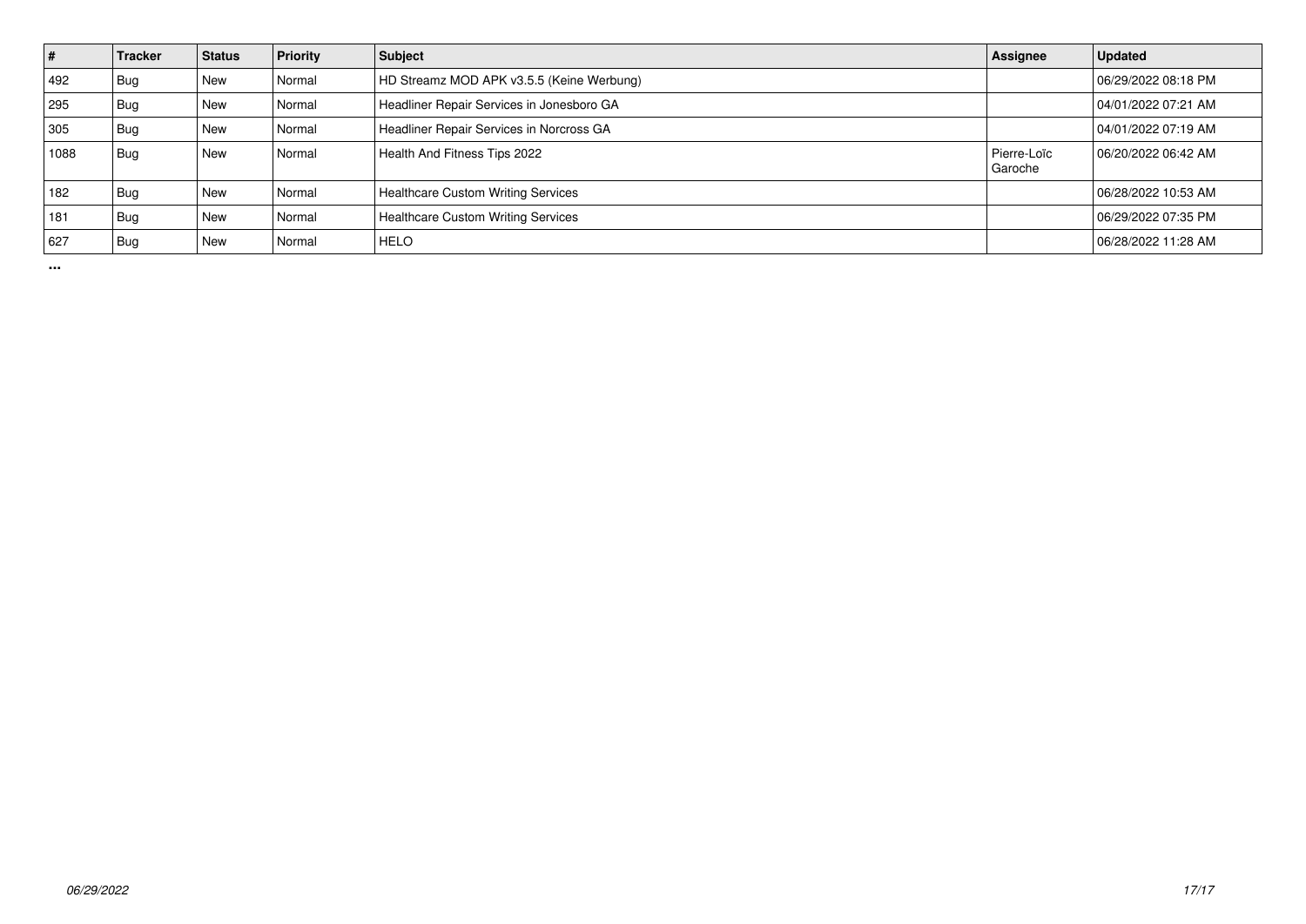| # | Tracker | Status | Priority | Subject | Assignee | Updated |
|---|---|---|---|---|---|---|
| 492 | Bug | New | Normal | HD Streamz MOD APK v3.5.5 (Keine Werbung) | | 06/29/2022 08:18 PM |
| 295 | Bug | New | Normal | Headliner Repair Services in Jonesboro GA | | 04/01/2022 07:21 AM |
| 305 | Bug | New | Normal | Headliner Repair Services in Norcross GA | | 04/01/2022 07:19 AM |
| 1088 | Bug | New | Normal | Health And Fitness Tips 2022 | Pierre-Loïc Garoche | 06/20/2022 06:42 AM |
| 182 | Bug | New | Normal | Healthcare Custom Writing Services | | 06/28/2022 10:53 AM |
| 181 | Bug | New | Normal | Healthcare Custom Writing Services | | 06/29/2022 07:35 PM |
| 627 | Bug | New | Normal | HELO | | 06/28/2022 11:28 AM |

...